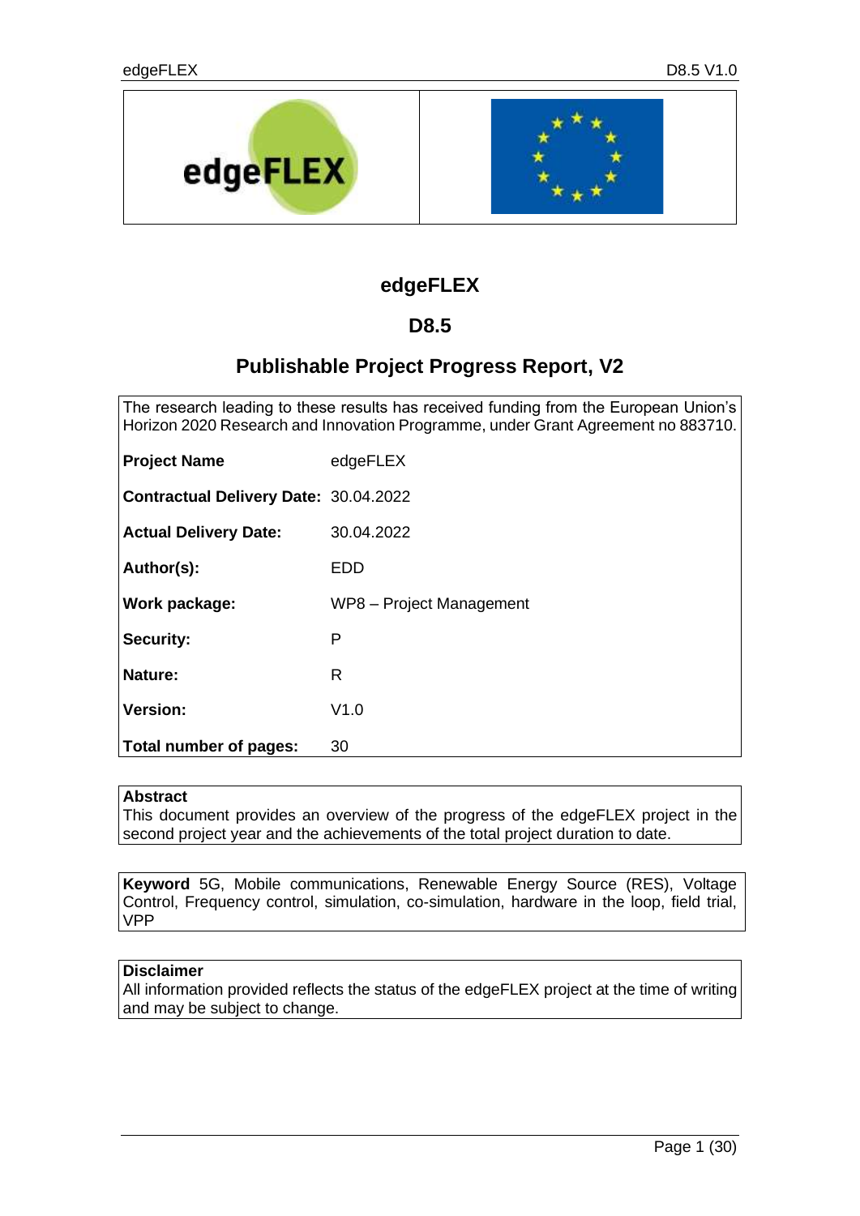# edgeFLEX

## D8.5

## Publishable Project Progress Report, V2

The research leading to these results has received funding from the European Union's Horizon 2020 Research and Innovation Programme, under Grant Agreement no 883710.

| | |
|---|---|
| **Project Name** | edgeFLEX |
| **Contractual Delivery Date:** | 30.04.2022 |
| **Actual Delivery Date:** | 30.04.2022 |
| **Author(s):** | EDD |
| **Work package:** | WP8 – Project Management |
| **Security:** | P |
| **Nature:** | R |
| **Version:** | V1.0 |
| **Total number of pages:** | 30 |

**Abstract**
This document provides an overview of the progress of the edgeFLEX project in the second project year and the achievements of the total project duration to date.

**Keyword** 5G, Mobile communications, Renewable Energy Source (RES), Voltage Control, Frequency control, simulation, co-simulation, hardware in the loop, field trial, VPP

**Disclaimer**
All information provided reflects the status of the edgeFLEX project at the time of writing and may be subject to change.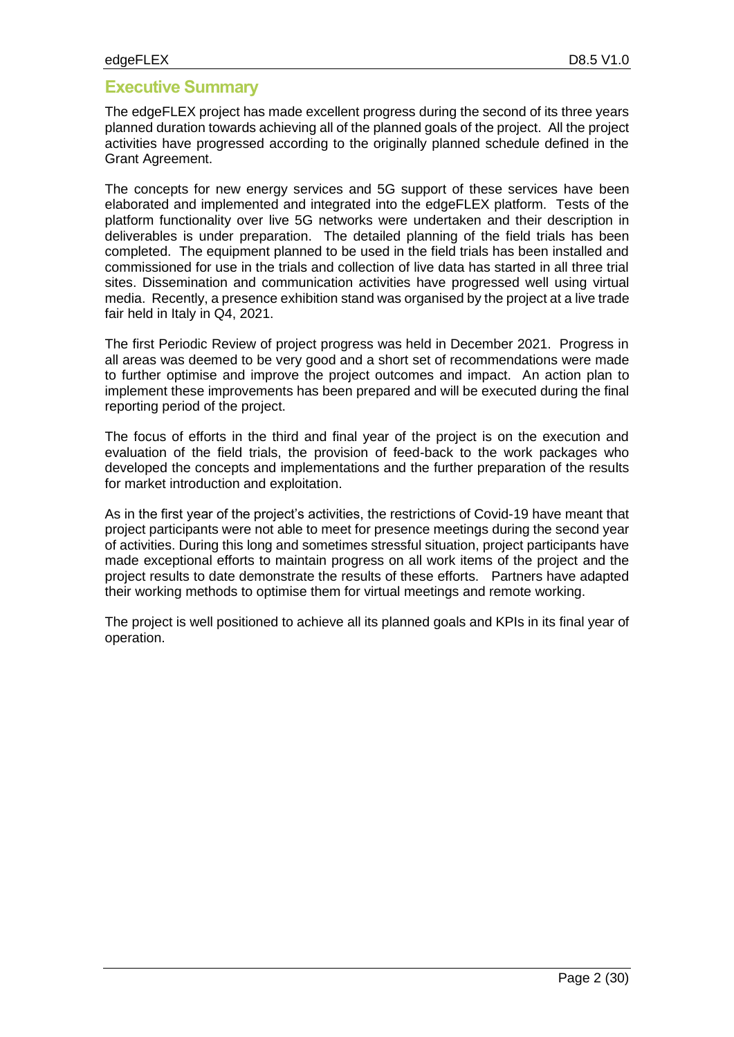# Executive Summary

The edgeFLEX project has made excellent progress during the second of its three years planned duration towards achieving all of the planned goals of the project. All the project activities have progressed according to the originally planned schedule defined in the Grant Agreement.

The concepts for new energy services and 5G support of these services have been elaborated and implemented and integrated into the edgeFLEX platform. Tests of the platform functionality over live 5G networks were undertaken and their description in deliverables is under preparation. The detailed planning of the field trials has been completed. The equipment planned to be used in the field trials has been installed and commissioned for use in the trials and collection of live data has started in all three trial sites. Dissemination and communication activities have progressed well using virtual media. Recently, a presence exhibition stand was organised by the project at a live trade fair held in Italy in Q4, 2021.

The first Periodic Review of project progress was held in December 2021. Progress in all areas was deemed to be very good and a short set of recommendations were made to further optimise and improve the project outcomes and impact. An action plan to implement these improvements has been prepared and will be executed during the final reporting period of the project.

The focus of efforts in the third and final year of the project is on the execution and evaluation of the field trials, the provision of feed-back to the work packages who developed the concepts and implementations and the further preparation of the results for market introduction and exploitation.

As in the first year of the project's activities, the restrictions of Covid-19 have meant that project participants were not able to meet for presence meetings during the second year of activities. During this long and sometimes stressful situation, project participants have made exceptional efforts to maintain progress on all work items of the project and the project results to date demonstrate the results of these efforts. Partners have adapted their working methods to optimise them for virtual meetings and remote working.

The project is well positioned to achieve all its planned goals and KPIs in its final year of operation.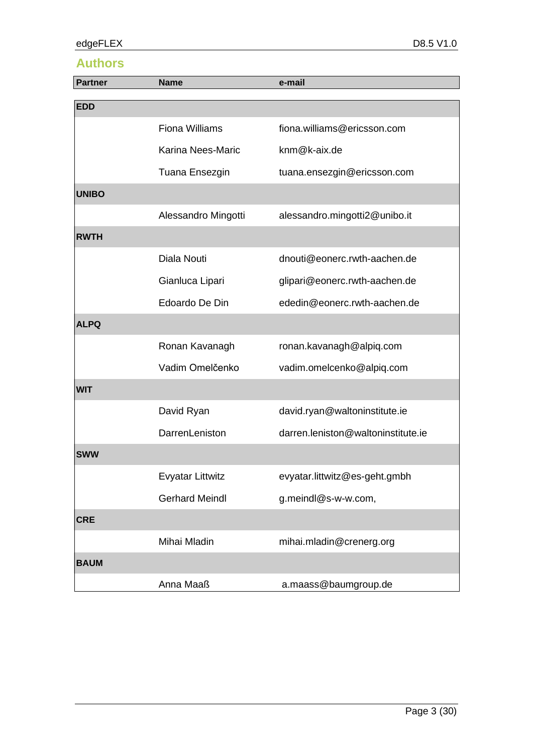## Authors

| Partner | Name | e-mail |
|---|---|---|
| **EDD** | | |
| | Fiona Williams | fiona.williams@ericsson.com |
| | Karina Nees-Maric | knm@k-aix.de |
| | Tuana Ensezgin | tuana.ensezgin@ericsson.com |
| **UNIBO** | | |
| | Alessandro Mingotti | alessandro.mingotti2@unibo.it |
| **RWTH** | | |
| | Diala Nouti | dnouti@eonerc.rwth-aachen.de |
| | Gianluca Lipari | glipari@eonerc.rwth-aachen.de |
| | Edoardo De Din | ededin@eonerc.rwth-aachen.de |
| **ALPQ** | | |
| | Ronan Kavanagh | ronan.kavanagh@alpiq.com |
| | Vadim Omelčenko | vadim.omelcenko@alpiq.com |
| **WIT** | | |
| | David Ryan | david.ryan@waltoninstitute.ie |
| | DarrenLeniston | darren.leniston@waltoninstitute.ie |
| **SWW** | | |
| | Evyatar Littwitz | evyatar.littwitz@es-geht.gmbh |
| | Gerhard Meindl | g.meindl@s-w-w.com, |
| **CRE** | | |
| | Mihai Mladin | mihai.mladin@crenerg.org |
| **BAUM** | | |
| | Anna Maaß | a.maass@baumgroup.de |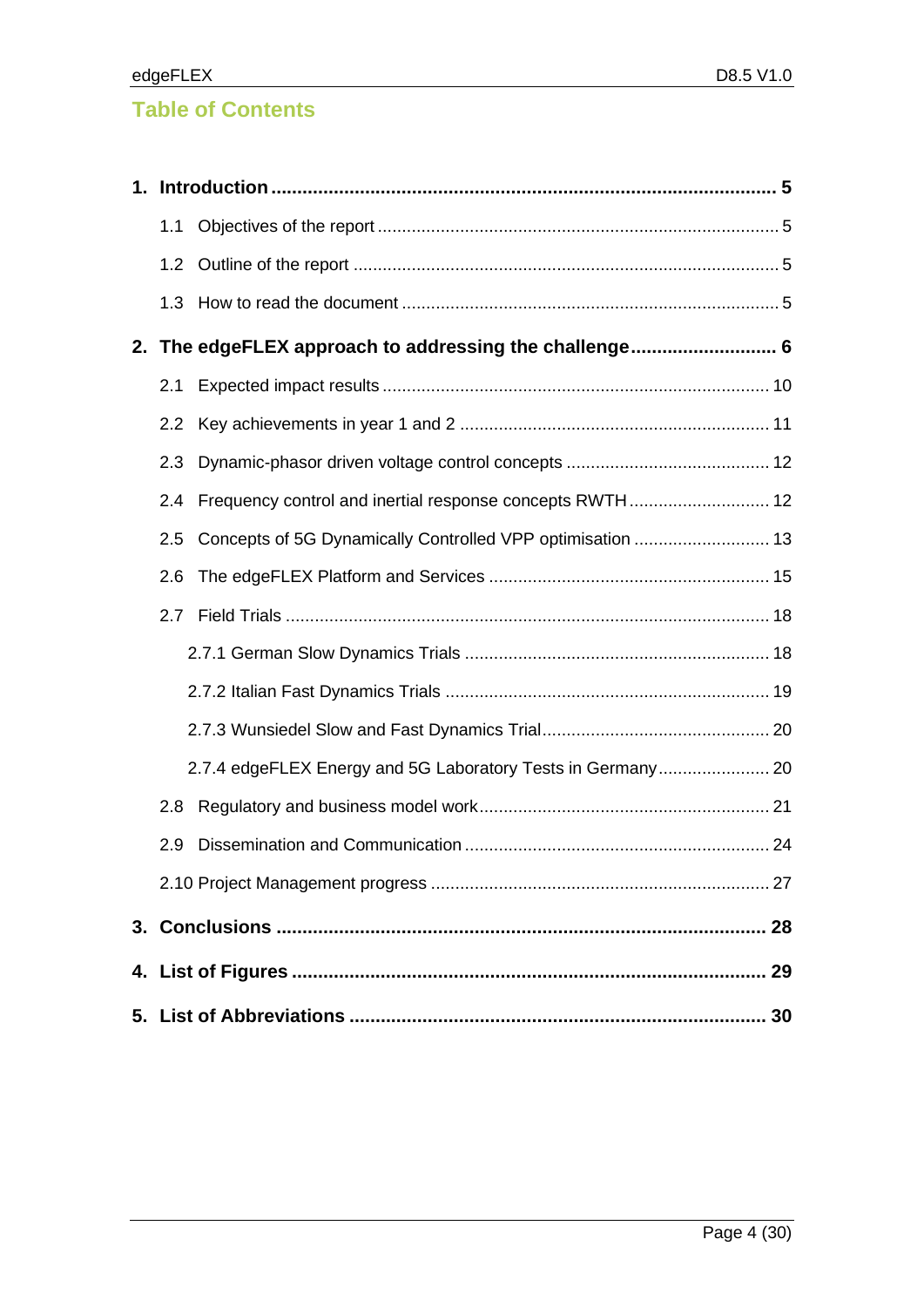## Table of Contents

**1. Introduction ........................................................................................ 5**

1.1 Objectives of the report ........................................................................ 5

1.2 Outline of the report ............................................................................ 5

1.3 How to read the document .................................................................... 5

**2. The edgeFLEX approach to addressing the challenge ........................... 6**

2.1 Expected impact results ........................................................................ 10

2.2 Key achievements in year 1 and 2 ......................................................... 11

2.3 Dynamic-phasor driven voltage control concepts .................................... 12

2.4 Frequency control and inertial response concepts RWTH ......................... 12

2.5 Concepts of 5G Dynamically Controlled VPP optimisation ......................... 13

2.6 The edgeFLEX Platform and Services .................................................... 15

2.7 Field Trials ......................................................................................... 18

2.7.1 German Slow Dynamics Trials ........................................................ 18

2.7.2 Italian Fast Dynamics Trials ........................................................... 19

2.7.3 Wunsiedel Slow and Fast Dynamics Trial .......................................... 20

2.7.4 edgeFLEX Energy and 5G Laboratory Tests in Germany ...................... 20

2.8 Regulatory and business model work ...................................................... 21

2.9 Dissemination and Communication ........................................................ 24

2.10 Project Management progress .............................................................. 27

**3. Conclusions ........................................................................................ 28**

**4. List of Figures ..................................................................................... 29**

**5. List of Abbreviations ............................................................................ 30**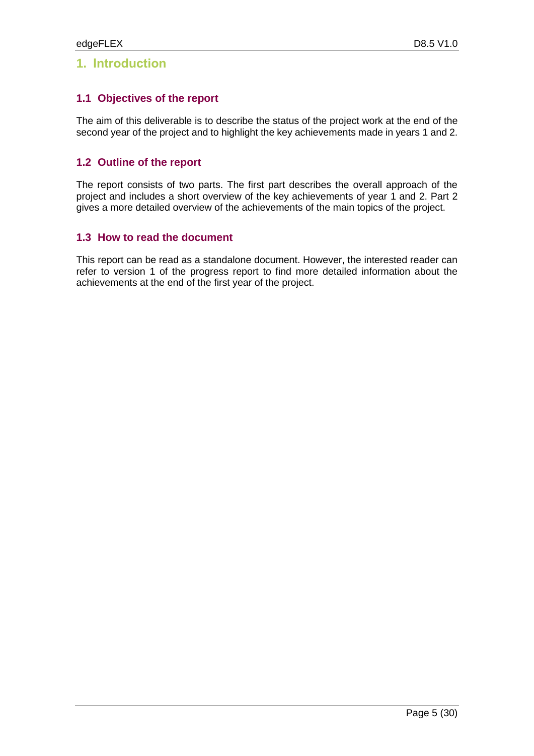# 1. Introduction

## 1.1 Objectives of the report

The aim of this deliverable is to describe the status of the project work at the end of the second year of the project and to highlight the key achievements made in years 1 and 2.

## 1.2 Outline of the report

The report consists of two parts. The first part describes the overall approach of the project and includes a short overview of the key achievements of year 1 and 2. Part 2 gives a more detailed overview of the achievements of the main topics of the project.

## 1.3 How to read the document

This report can be read as a standalone document. However, the interested reader can refer to version 1 of the progress report to find more detailed information about the achievements at the end of the first year of the project.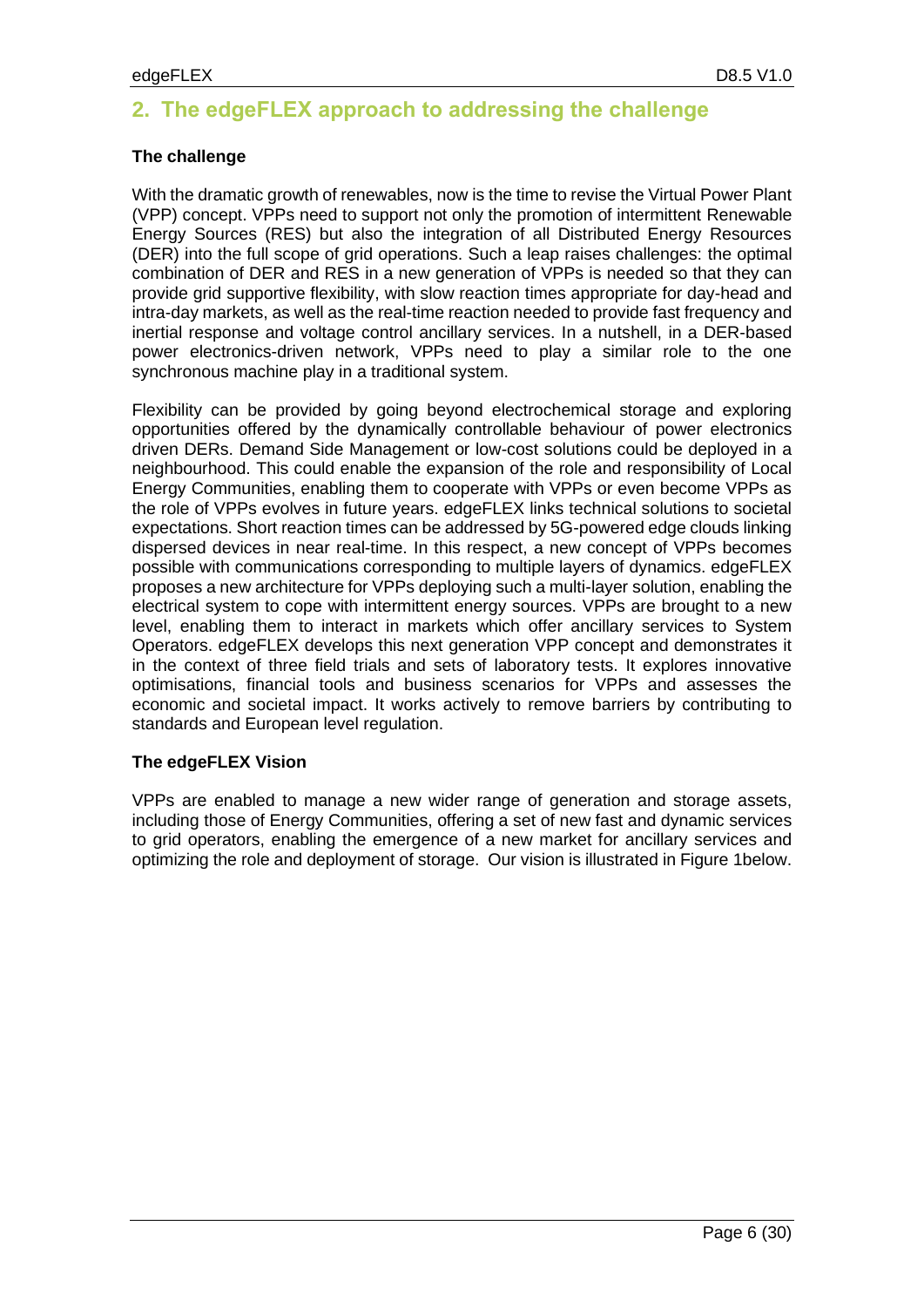## 2. The edgeFLEX approach to addressing the challenge

**The challenge**

With the dramatic growth of renewables, now is the time to revise the Virtual Power Plant (VPP) concept. VPPs need to support not only the promotion of intermittent Renewable Energy Sources (RES) but also the integration of all Distributed Energy Resources (DER) into the full scope of grid operations. Such a leap raises challenges: the optimal combination of DER and RES in a new generation of VPPs is needed so that they can provide grid supportive flexibility, with slow reaction times appropriate for day-head and intra-day markets, as well as the real-time reaction needed to provide fast frequency and inertial response and voltage control ancillary services. In a nutshell, in a DER-based power electronics-driven network, VPPs need to play a similar role to the one synchronous machine play in a traditional system.

Flexibility can be provided by going beyond electrochemical storage and exploring opportunities offered by the dynamically controllable behaviour of power electronics driven DERs. Demand Side Management or low-cost solutions could be deployed in a neighbourhood. This could enable the expansion of the role and responsibility of Local Energy Communities, enabling them to cooperate with VPPs or even become VPPs as the role of VPPs evolves in future years. edgeFLEX links technical solutions to societal expectations. Short reaction times can be addressed by 5G-powered edge clouds linking dispersed devices in near real-time. In this respect, a new concept of VPPs becomes possible with communications corresponding to multiple layers of dynamics. edgeFLEX proposes a new architecture for VPPs deploying such a multi-layer solution, enabling the electrical system to cope with intermittent energy sources. VPPs are brought to a new level, enabling them to interact in markets which offer ancillary services to System Operators. edgeFLEX develops this next generation VPP concept and demonstrates it in the context of three field trials and sets of laboratory tests. It explores innovative optimisations, financial tools and business scenarios for VPPs and assesses the economic and societal impact. It works actively to remove barriers by contributing to standards and European level regulation.

**The edgeFLEX Vision**

VPPs are enabled to manage a new wider range of generation and storage assets, including those of Energy Communities, offering a set of new fast and dynamic services to grid operators, enabling the emergence of a new market for ancillary services and optimizing the role and deployment of storage. Our vision is illustrated in Figure 1below.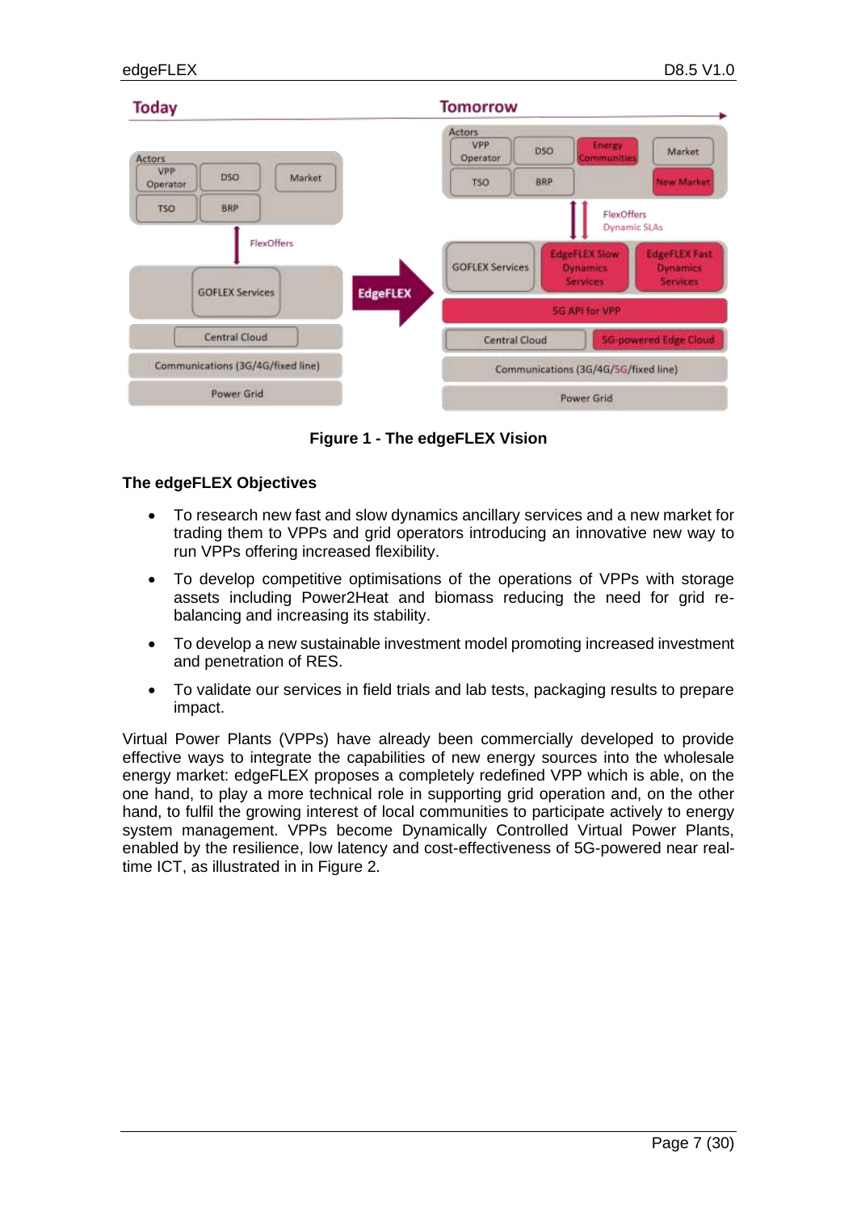**Figure 1 - The edgeFLEX Vision**

**The edgeFLEX Objectives**

- To research new fast and slow dynamics ancillary services and a new market for trading them to VPPs and grid operators introducing an innovative new way to run VPPs offering increased flexibility.
- To develop competitive optimisations of the operations of VPPs with storage assets including Power2Heat and biomass reducing the need for grid re-balancing and increasing its stability.
- To develop a new sustainable investment model promoting increased investment and penetration of RES.
- To validate our services in field trials and lab tests, packaging results to prepare impact.

Virtual Power Plants (VPPs) have already been commercially developed to provide effective ways to integrate the capabilities of new energy sources into the wholesale energy market: edgeFLEX proposes a completely redefined VPP which is able, on the one hand, to play a more technical role in supporting grid operation and, on the other hand, to fulfil the growing interest of local communities to participate actively to energy system management. VPPs become Dynamically Controlled Virtual Power Plants, enabled by the resilience, low latency and cost-effectiveness of 5G-powered near real-time ICT, as illustrated in in Figure 2.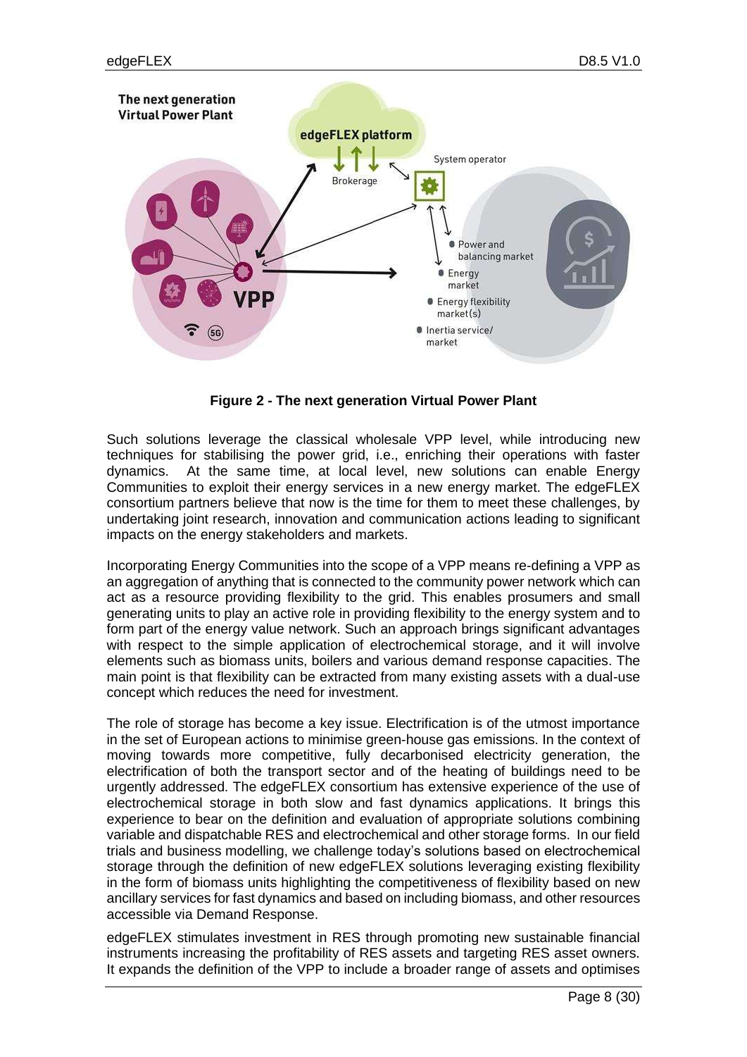**Figure 2 - The next generation Virtual Power Plant**

Such solutions leverage the classical wholesale VPP level, while introducing new techniques for stabilising the power grid, i.e., enriching their operations with faster dynamics. At the same time, at local level, new solutions can enable Energy Communities to exploit their energy services in a new energy market. The edgeFLEX consortium partners believe that now is the time for them to meet these challenges, by undertaking joint research, innovation and communication actions leading to significant impacts on the energy stakeholders and markets.

Incorporating Energy Communities into the scope of a VPP means re-defining a VPP as an aggregation of anything that is connected to the community power network which can act as a resource providing flexibility to the grid. This enables prosumers and small generating units to play an active role in providing flexibility to the energy system and to form part of the energy value network. Such an approach brings significant advantages with respect to the simple application of electrochemical storage, and it will involve elements such as biomass units, boilers and various demand response capacities. The main point is that flexibility can be extracted from many existing assets with a dual-use concept which reduces the need for investment.

The role of storage has become a key issue. Electrification is of the utmost importance in the set of European actions to minimise green-house gas emissions. In the context of moving towards more competitive, fully decarbonised electricity generation, the electrification of both the transport sector and of the heating of buildings need to be urgently addressed. The edgeFLEX consortium has extensive experience of the use of electrochemical storage in both slow and fast dynamics applications. It brings this experience to bear on the definition and evaluation of appropriate solutions combining variable and dispatchable RES and electrochemical and other storage forms. In our field trials and business modelling, we challenge today's solutions based on electrochemical storage through the definition of new edgeFLEX solutions leveraging existing flexibility in the form of biomass units highlighting the competitiveness of flexibility based on new ancillary services for fast dynamics and based on including biomass, and other resources accessible via Demand Response.

edgeFLEX stimulates investment in RES through promoting new sustainable financial instruments increasing the profitability of RES assets and targeting RES asset owners. It expands the definition of the VPP to include a broader range of assets and optimises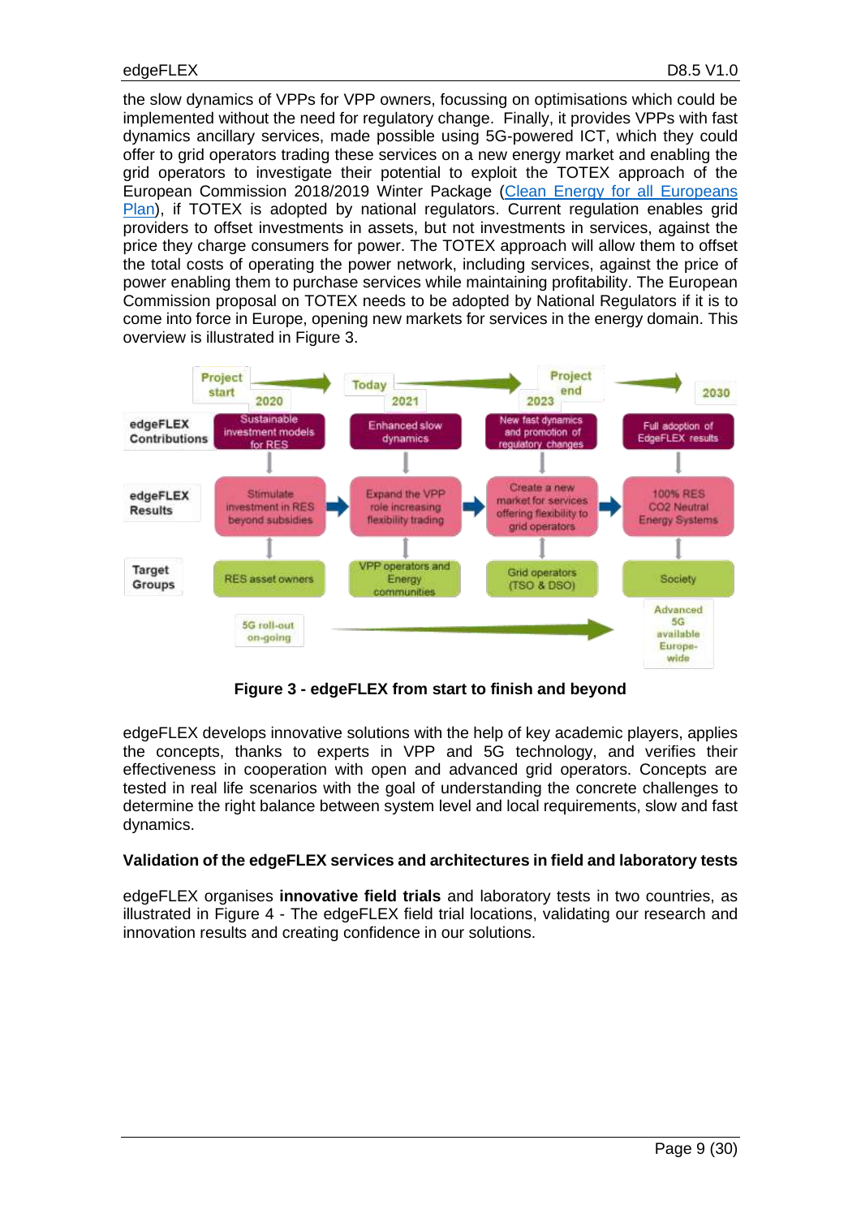the slow dynamics of VPPs for VPP owners, focussing on optimisations which could be implemented without the need for regulatory change. Finally, it provides VPPs with fast dynamics ancillary services, made possible using 5G-powered ICT, which they could offer to grid operators trading these services on a new energy market and enabling the grid operators to investigate their potential to exploit the TOTEX approach of the European Commission 2018/2019 Winter Package ([Clean Energy for all Europeans Plan]), if TOTEX is adopted by national regulators. Current regulation enables grid providers to offset investments in assets, but not investments in services, against the price they charge consumers for power. The TOTEX approach will allow them to offset the total costs of operating the power network, including services, against the price of power enabling them to purchase services while maintaining profitability. The European Commission proposal on TOTEX needs to be adopted by National Regulators if it is to come into force in Europe, opening new markets for services in the energy domain. This overview is illustrated in Figure 3.

**Figure 3 - edgeFLEX from start to finish and beyond**

edgeFLEX develops innovative solutions with the help of key academic players, applies the concepts, thanks to experts in VPP and 5G technology, and verifies their effectiveness in cooperation with open and advanced grid operators. Concepts are tested in real life scenarios with the goal of understanding the concrete challenges to determine the right balance between system level and local requirements, slow and fast dynamics.

**Validation of the edgeFLEX services and architectures in field and laboratory tests**

edgeFLEX organises **innovative field trials** and laboratory tests in two countries, as illustrated in Figure 4 - The edgeFLEX field trial locations, validating our research and innovation results and creating confidence in our solutions.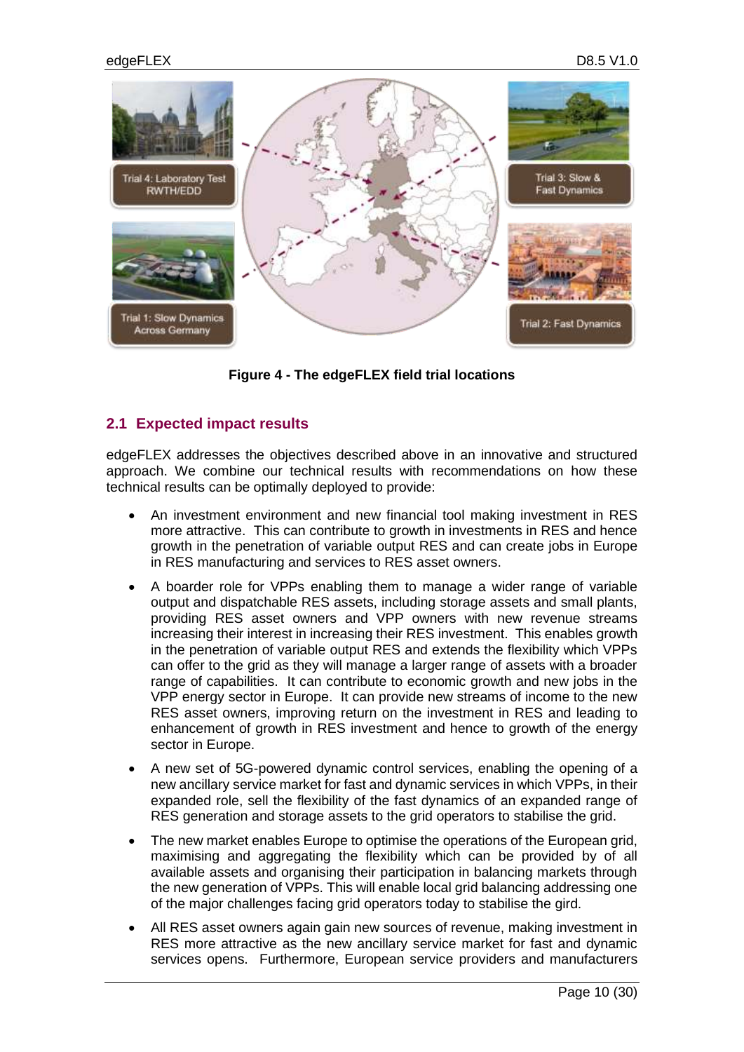Figure 4 - The edgeFLEX field trial locations

## 2.1 Expected impact results

edgeFLEX addresses the objectives described above in an innovative and structured approach. We combine our technical results with recommendations on how these technical results can be optimally deployed to provide:

- An investment environment and new financial tool making investment in RES more attractive. This can contribute to growth in investments in RES and hence growth in the penetration of variable output RES and can create jobs in Europe in RES manufacturing and services to RES asset owners.
- A boarder role for VPPs enabling them to manage a wider range of variable output and dispatchable RES assets, including storage assets and small plants, providing RES asset owners and VPP owners with new revenue streams increasing their interest in increasing their RES investment. This enables growth in the penetration of variable output RES and extends the flexibility which VPPs can offer to the grid as they will manage a larger range of assets with a broader range of capabilities. It can contribute to economic growth and new jobs in the VPP energy sector in Europe. It can provide new streams of income to the new RES asset owners, improving return on the investment in RES and leading to enhancement of growth in RES investment and hence to growth of the energy sector in Europe.
- A new set of 5G-powered dynamic control services, enabling the opening of a new ancillary service market for fast and dynamic services in which VPPs, in their expanded role, sell the flexibility of the fast dynamics of an expanded range of RES generation and storage assets to the grid operators to stabilise the grid.
- The new market enables Europe to optimise the operations of the European grid, maximising and aggregating the flexibility which can be provided by of all available assets and organising their participation in balancing markets through the new generation of VPPs. This will enable local grid balancing addressing one of the major challenges facing grid operators today to stabilise the gird.
- All RES asset owners again gain new sources of revenue, making investment in RES more attractive as the new ancillary service market for fast and dynamic services opens. Furthermore, European service providers and manufacturers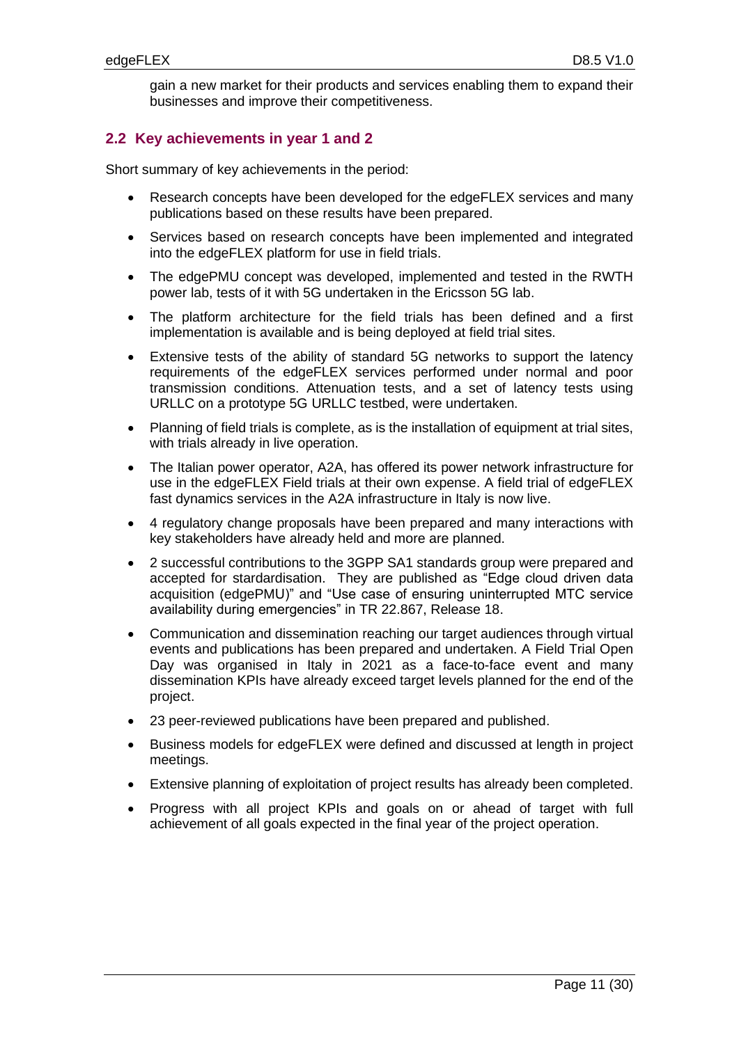gain a new market for their products and services enabling them to expand their businesses and improve their competitiveness.

## 2.2 Key achievements in year 1 and 2

Short summary of key achievements in the period:

- Research concepts have been developed for the edgeFLEX services and many publications based on these results have been prepared.
- Services based on research concepts have been implemented and integrated into the edgeFLEX platform for use in field trials.
- The edgePMU concept was developed, implemented and tested in the RWTH power lab, tests of it with 5G undertaken in the Ericsson 5G lab.
- The platform architecture for the field trials has been defined and a first implementation is available and is being deployed at field trial sites.
- Extensive tests of the ability of standard 5G networks to support the latency requirements of the edgeFLEX services performed under normal and poor transmission conditions. Attenuation tests, and a set of latency tests using URLLC on a prototype 5G URLLC testbed, were undertaken.
- Planning of field trials is complete, as is the installation of equipment at trial sites, with trials already in live operation.
- The Italian power operator, A2A, has offered its power network infrastructure for use in the edgeFLEX Field trials at their own expense. A field trial of edgeFLEX fast dynamics services in the A2A infrastructure in Italy is now live.
- 4 regulatory change proposals have been prepared and many interactions with key stakeholders have already held and more are planned.
- 2 successful contributions to the 3GPP SA1 standards group were prepared and accepted for stardardisation. They are published as "Edge cloud driven data acquisition (edgePMU)" and "Use case of ensuring uninterrupted MTC service availability during emergencies" in TR 22.867, Release 18.
- Communication and dissemination reaching our target audiences through virtual events and publications has been prepared and undertaken. A Field Trial Open Day was organised in Italy in 2021 as a face-to-face event and many dissemination KPIs have already exceed target levels planned for the end of the project.
- 23 peer-reviewed publications have been prepared and published.
- Business models for edgeFLEX were defined and discussed at length in project meetings.
- Extensive planning of exploitation of project results has already been completed.
- Progress with all project KPIs and goals on or ahead of target with full achievement of all goals expected in the final year of the project operation.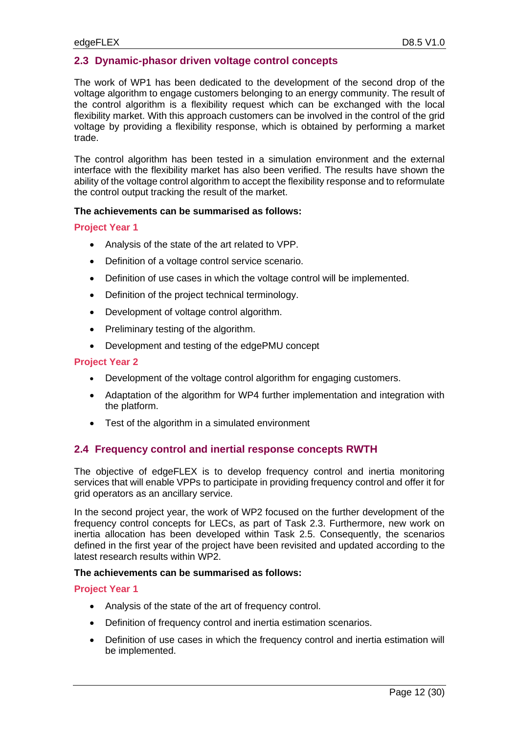## 2.3 Dynamic-phasor driven voltage control concepts

The work of WP1 has been dedicated to the development of the second drop of the voltage algorithm to engage customers belonging to an energy community. The result of the control algorithm is a flexibility request which can be exchanged with the local flexibility market. With this approach customers can be involved in the control of the grid voltage by providing a flexibility response, which is obtained by performing a market trade.

The control algorithm has been tested in a simulation environment and the external interface with the flexibility market has also been verified. The results have shown the ability of the voltage control algorithm to accept the flexibility response and to reformulate the control output tracking the result of the market.

**The achievements can be summarised as follows:**

**Project Year 1**

- Analysis of the state of the art related to VPP.
- Definition of a voltage control service scenario.
- Definition of use cases in which the voltage control will be implemented.
- Definition of the project technical terminology.
- Development of voltage control algorithm.
- Preliminary testing of the algorithm.
- Development and testing of the edgePMU concept

**Project Year 2**

- Development of the voltage control algorithm for engaging customers.
- Adaptation of the algorithm for WP4 further implementation and integration with the platform.
- Test of the algorithm in a simulated environment

## 2.4 Frequency control and inertial response concepts RWTH

The objective of edgeFLEX is to develop frequency control and inertia monitoring services that will enable VPPs to participate in providing frequency control and offer it for grid operators as an ancillary service.

In the second project year, the work of WP2 focused on the further development of the frequency control concepts for LECs, as part of Task 2.3. Furthermore, new work on inertia allocation has been developed within Task 2.5. Consequently, the scenarios defined in the first year of the project have been revisited and updated according to the latest research results within WP2.

**The achievements can be summarised as follows:**

**Project Year 1**

- Analysis of the state of the art of frequency control.
- Definition of frequency control and inertia estimation scenarios.
- Definition of use cases in which the frequency control and inertia estimation will be implemented.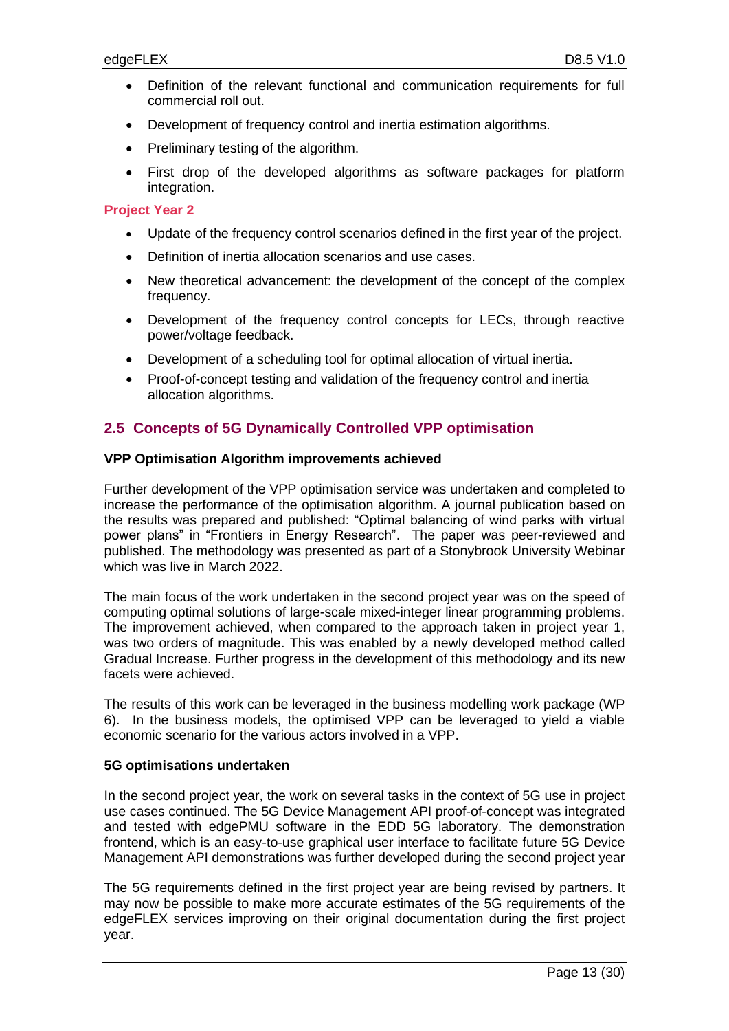- Definition of the relevant functional and communication requirements for full commercial roll out.
- Development of frequency control and inertia estimation algorithms.
- Preliminary testing of the algorithm.
- First drop of the developed algorithms as software packages for platform integration.

**Project Year 2**

- Update of the frequency control scenarios defined in the first year of the project.
- Definition of inertia allocation scenarios and use cases.
- New theoretical advancement: the development of the concept of the complex frequency.
- Development of the frequency control concepts for LECs, through reactive power/voltage feedback.
- Development of a scheduling tool for optimal allocation of virtual inertia.
- Proof-of-concept testing and validation of the frequency control and inertia allocation algorithms.

## 2.5 Concepts of 5G Dynamically Controlled VPP optimisation

**VPP Optimisation Algorithm improvements achieved**

Further development of the VPP optimisation service was undertaken and completed to increase the performance of the optimisation algorithm. A journal publication based on the results was prepared and published: "Optimal balancing of wind parks with virtual power plans" in "Frontiers in Energy Research". The paper was peer-reviewed and published. The methodology was presented as part of a Stonybrook University Webinar which was live in March 2022.

The main focus of the work undertaken in the second project year was on the speed of computing optimal solutions of large-scale mixed-integer linear programming problems. The improvement achieved, when compared to the approach taken in project year 1, was two orders of magnitude. This was enabled by a newly developed method called Gradual Increase. Further progress in the development of this methodology and its new facets were achieved.

The results of this work can be leveraged in the business modelling work package (WP 6). In the business models, the optimised VPP can be leveraged to yield a viable economic scenario for the various actors involved in a VPP.

**5G optimisations undertaken**

In the second project year, the work on several tasks in the context of 5G use in project use cases continued. The 5G Device Management API proof-of-concept was integrated and tested with edgePMU software in the EDD 5G laboratory. The demonstration frontend, which is an easy-to-use graphical user interface to facilitate future 5G Device Management API demonstrations was further developed during the second project year

The 5G requirements defined in the first project year are being revised by partners. It may now be possible to make more accurate estimates of the 5G requirements of the edgeFLEX services improving on their original documentation during the first project year.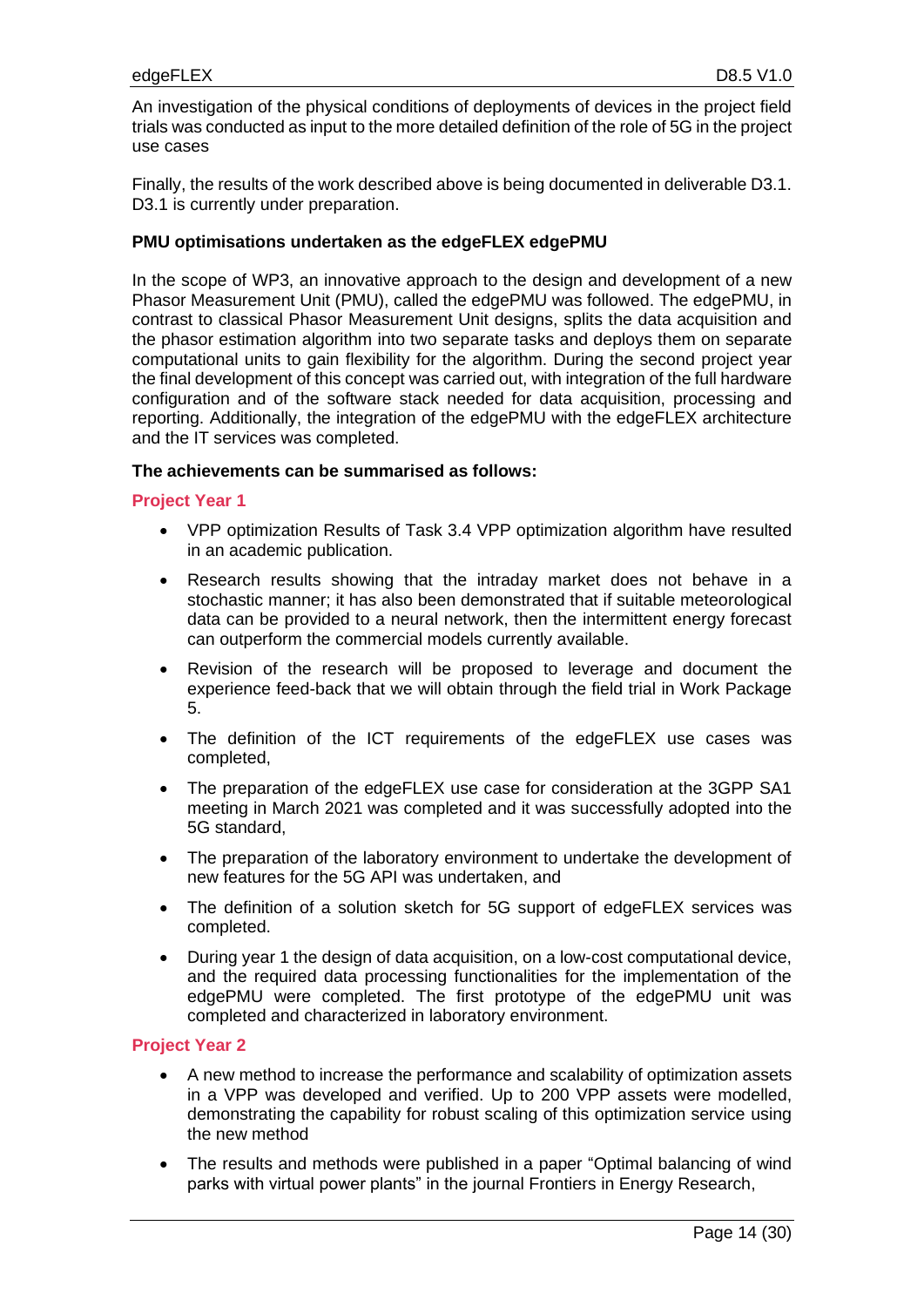An investigation of the physical conditions of deployments of devices in the project field trials was conducted as input to the more detailed definition of the role of 5G in the project use cases

Finally, the results of the work described above is being documented in deliverable D3.1. D3.1 is currently under preparation.

**PMU optimisations undertaken as the edgeFLEX edgePMU**

In the scope of WP3, an innovative approach to the design and development of a new Phasor Measurement Unit (PMU), called the edgePMU was followed. The edgePMU, in contrast to classical Phasor Measurement Unit designs, splits the data acquisition and the phasor estimation algorithm into two separate tasks and deploys them on separate computational units to gain flexibility for the algorithm. During the second project year the final development of this concept was carried out, with integration of the full hardware configuration and of the software stack needed for data acquisition, processing and reporting. Additionally, the integration of the edgePMU with the edgeFLEX architecture and the IT services was completed.

**The achievements can be summarised as follows:**

**Project Year 1**

- VPP optimization Results of Task 3.4 VPP optimization algorithm have resulted in an academic publication.
- Research results showing that the intraday market does not behave in a stochastic manner; it has also been demonstrated that if suitable meteorological data can be provided to a neural network, then the intermittent energy forecast can outperform the commercial models currently available.
- Revision of the research will be proposed to leverage and document the experience feed-back that we will obtain through the field trial in Work Package 5.
- The definition of the ICT requirements of the edgeFLEX use cases was completed,
- The preparation of the edgeFLEX use case for consideration at the 3GPP SA1 meeting in March 2021 was completed and it was successfully adopted into the 5G standard,
- The preparation of the laboratory environment to undertake the development of new features for the 5G API was undertaken, and
- The definition of a solution sketch for 5G support of edgeFLEX services was completed.
- During year 1 the design of data acquisition, on a low-cost computational device, and the required data processing functionalities for the implementation of the edgePMU were completed. The first prototype of the edgePMU unit was completed and characterized in laboratory environment.

**Project Year 2**

- A new method to increase the performance and scalability of optimization assets in a VPP was developed and verified. Up to 200 VPP assets were modelled, demonstrating the capability for robust scaling of this optimization service using the new method
- The results and methods were published in a paper "Optimal balancing of wind parks with virtual power plants" in the journal Frontiers in Energy Research,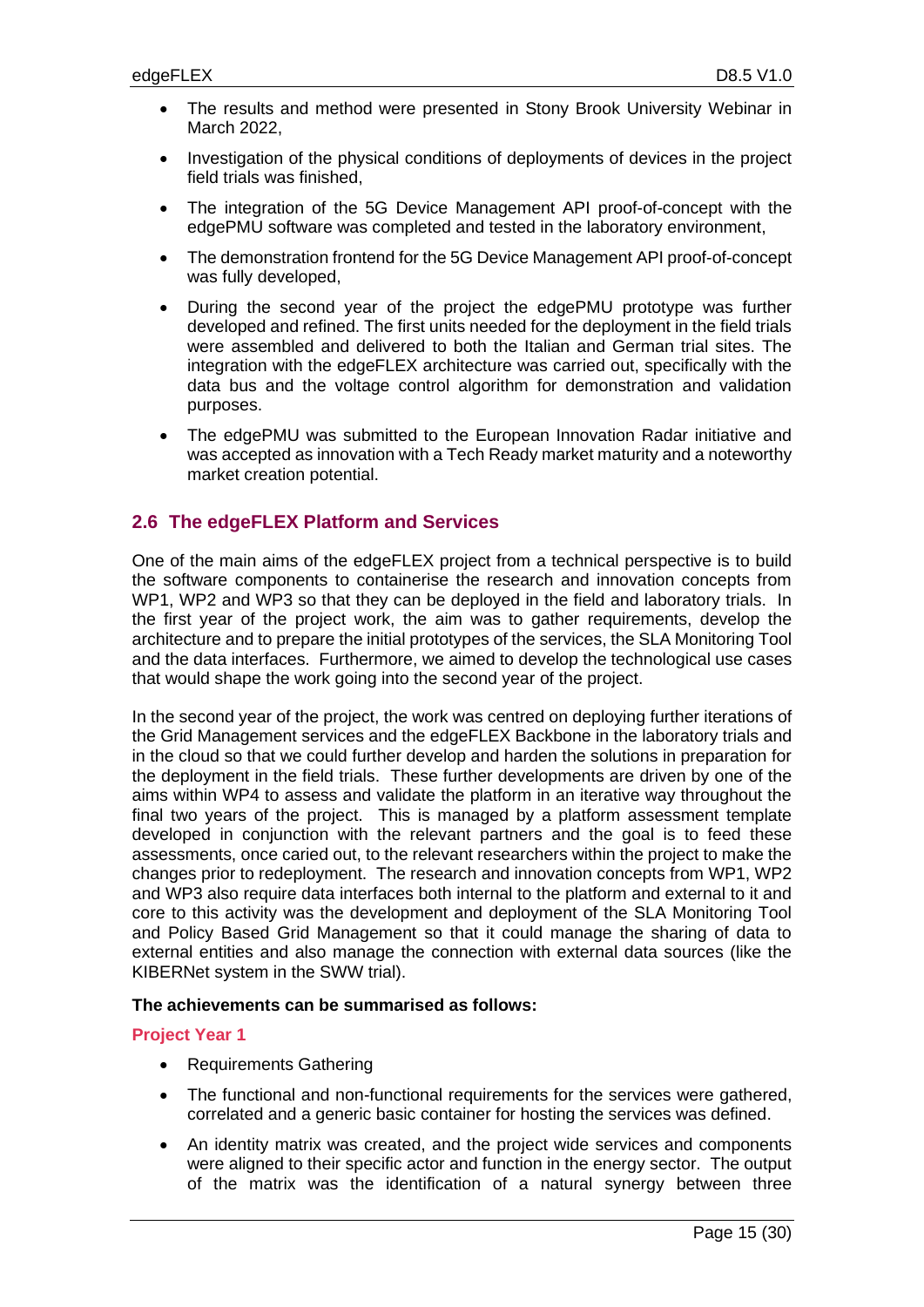- The results and method were presented in Stony Brook University Webinar in March 2022,
- Investigation of the physical conditions of deployments of devices in the project field trials was finished,
- The integration of the 5G Device Management API proof-of-concept with the edgePMU software was completed and tested in the laboratory environment,
- The demonstration frontend for the 5G Device Management API proof-of-concept was fully developed,
- During the second year of the project the edgePMU prototype was further developed and refined. The first units needed for the deployment in the field trials were assembled and delivered to both the Italian and German trial sites. The integration with the edgeFLEX architecture was carried out, specifically with the data bus and the voltage control algorithm for demonstration and validation purposes.
- The edgePMU was submitted to the European Innovation Radar initiative and was accepted as innovation with a Tech Ready market maturity and a noteworthy market creation potential.

## 2.6 The edgeFLEX Platform and Services

One of the main aims of the edgeFLEX project from a technical perspective is to build the software components to containerise the research and innovation concepts from WP1, WP2 and WP3 so that they can be deployed in the field and laboratory trials. In the first year of the project work, the aim was to gather requirements, develop the architecture and to prepare the initial prototypes of the services, the SLA Monitoring Tool and the data interfaces. Furthermore, we aimed to develop the technological use cases that would shape the work going into the second year of the project.

In the second year of the project, the work was centred on deploying further iterations of the Grid Management services and the edgeFLEX Backbone in the laboratory trials and in the cloud so that we could further develop and harden the solutions in preparation for the deployment in the field trials. These further developments are driven by one of the aims within WP4 to assess and validate the platform in an iterative way throughout the final two years of the project. This is managed by a platform assessment template developed in conjunction with the relevant partners and the goal is to feed these assessments, once caried out, to the relevant researchers within the project to make the changes prior to redeployment. The research and innovation concepts from WP1, WP2 and WP3 also require data interfaces both internal to the platform and external to it and core to this activity was the development and deployment of the SLA Monitoring Tool and Policy Based Grid Management so that it could manage the sharing of data to external entities and also manage the connection with external data sources (like the KIBERNet system in the SWW trial).

**The achievements can be summarised as follows:**

### Project Year 1

- Requirements Gathering
- The functional and non-functional requirements for the services were gathered, correlated and a generic basic container for hosting the services was defined.
- An identity matrix was created, and the project wide services and components were aligned to their specific actor and function in the energy sector. The output of the matrix was the identification of a natural synergy between three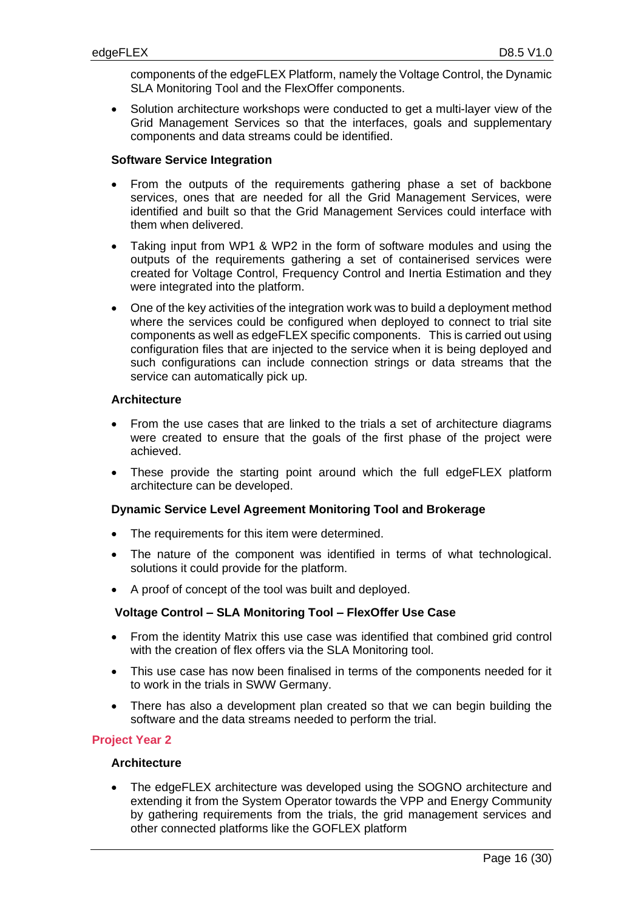components of the edgeFLEX Platform, namely the Voltage Control, the Dynamic SLA Monitoring Tool and the FlexOffer components.

- Solution architecture workshops were conducted to get a multi-layer view of the Grid Management Services so that the interfaces, goals and supplementary components and data streams could be identified.

**Software Service Integration**

- From the outputs of the requirements gathering phase a set of backbone services, ones that are needed for all the Grid Management Services, were identified and built so that the Grid Management Services could interface with them when delivered.
- Taking input from WP1 & WP2 in the form of software modules and using the outputs of the requirements gathering a set of containerised services were created for Voltage Control, Frequency Control and Inertia Estimation and they were integrated into the platform.
- One of the key activities of the integration work was to build a deployment method where the services could be configured when deployed to connect to trial site components as well as edgeFLEX specific components. This is carried out using configuration files that are injected to the service when it is being deployed and such configurations can include connection strings or data streams that the service can automatically pick up.

**Architecture**

- From the use cases that are linked to the trials a set of architecture diagrams were created to ensure that the goals of the first phase of the project were achieved.
- These provide the starting point around which the full edgeFLEX platform architecture can be developed.

**Dynamic Service Level Agreement Monitoring Tool and Brokerage**

- The requirements for this item were determined.
- The nature of the component was identified in terms of what technological. solutions it could provide for the platform.
- A proof of concept of the tool was built and deployed.

**Voltage Control – SLA Monitoring Tool – FlexOffer Use Case**

- From the identity Matrix this use case was identified that combined grid control with the creation of flex offers via the SLA Monitoring tool.
- This use case has now been finalised in terms of the components needed for it to work in the trials in SWW Germany.
- There has also a development plan created so that we can begin building the software and the data streams needed to perform the trial.

### Project Year 2

**Architecture**

- The edgeFLEX architecture was developed using the SOGNO architecture and extending it from the System Operator towards the VPP and Energy Community by gathering requirements from the trials, the grid management services and other connected platforms like the GOFLEX platform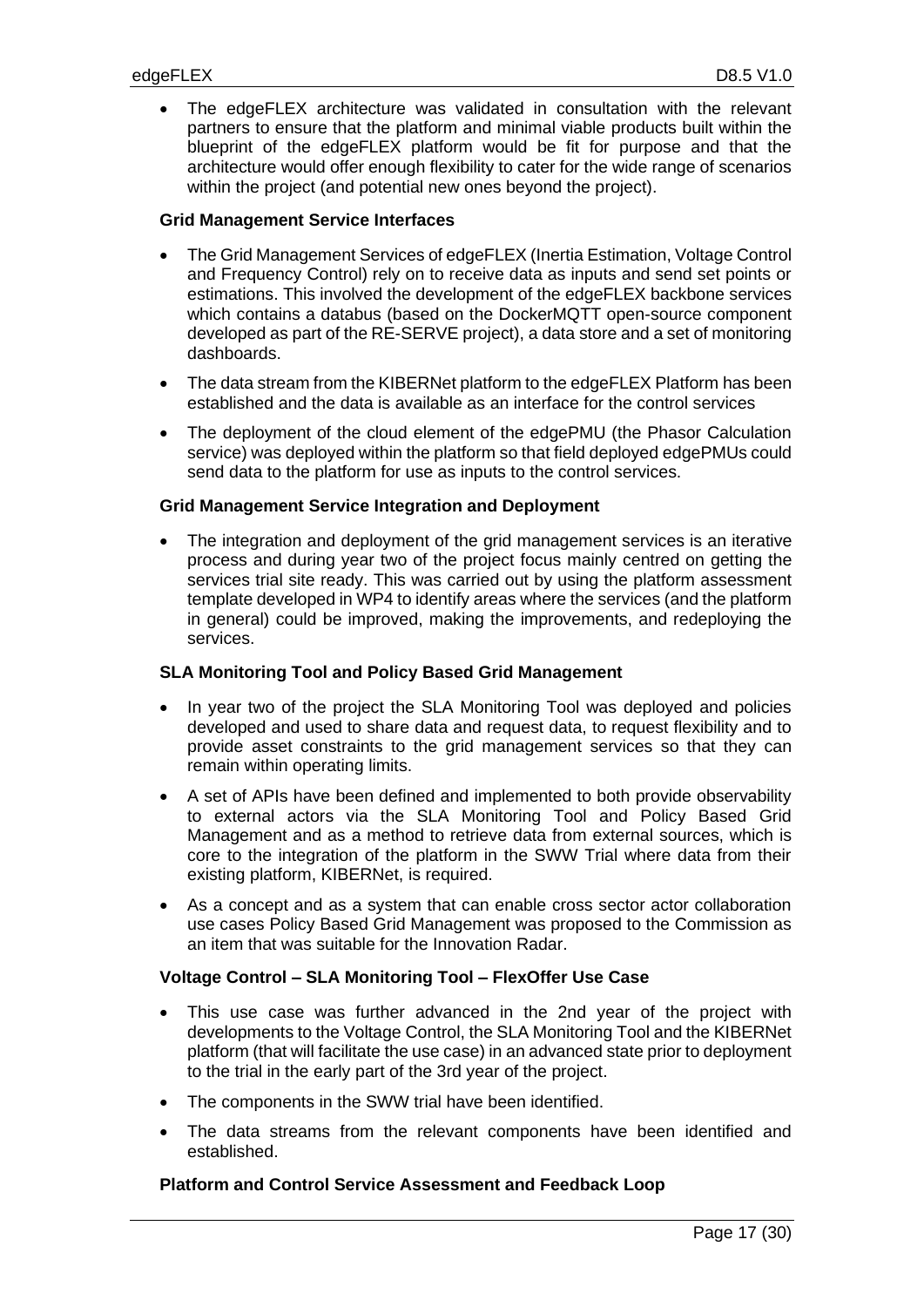- The edgeFLEX architecture was validated in consultation with the relevant partners to ensure that the platform and minimal viable products built within the blueprint of the edgeFLEX platform would be fit for purpose and that the architecture would offer enough flexibility to cater for the wide range of scenarios within the project (and potential new ones beyond the project).

**Grid Management Service Interfaces**

- The Grid Management Services of edgeFLEX (Inertia Estimation, Voltage Control and Frequency Control) rely on to receive data as inputs and send set points or estimations. This involved the development of the edgeFLEX backbone services which contains a databus (based on the DockerMQTT open-source component developed as part of the RE-SERVE project), a data store and a set of monitoring dashboards.
- The data stream from the KIBERNet platform to the edgeFLEX Platform has been established and the data is available as an interface for the control services
- The deployment of the cloud element of the edgePMU (the Phasor Calculation service) was deployed within the platform so that field deployed edgePMUs could send data to the platform for use as inputs to the control services.

**Grid Management Service Integration and Deployment**

- The integration and deployment of the grid management services is an iterative process and during year two of the project focus mainly centred on getting the services trial site ready. This was carried out by using the platform assessment template developed in WP4 to identify areas where the services (and the platform in general) could be improved, making the improvements, and redeploying the services.

**SLA Monitoring Tool and Policy Based Grid Management**

- In year two of the project the SLA Monitoring Tool was deployed and policies developed and used to share data and request data, to request flexibility and to provide asset constraints to the grid management services so that they can remain within operating limits.
- A set of APIs have been defined and implemented to both provide observability to external actors via the SLA Monitoring Tool and Policy Based Grid Management and as a method to retrieve data from external sources, which is core to the integration of the platform in the SWW Trial where data from their existing platform, KIBERNet, is required.
- As a concept and as a system that can enable cross sector actor collaboration use cases Policy Based Grid Management was proposed to the Commission as an item that was suitable for the Innovation Radar.

**Voltage Control – SLA Monitoring Tool – FlexOffer Use Case**

- This use case was further advanced in the 2nd year of the project with developments to the Voltage Control, the SLA Monitoring Tool and the KIBERNet platform (that will facilitate the use case) in an advanced state prior to deployment to the trial in the early part of the 3rd year of the project.
- The components in the SWW trial have been identified.
- The data streams from the relevant components have been identified and established.

**Platform and Control Service Assessment and Feedback Loop**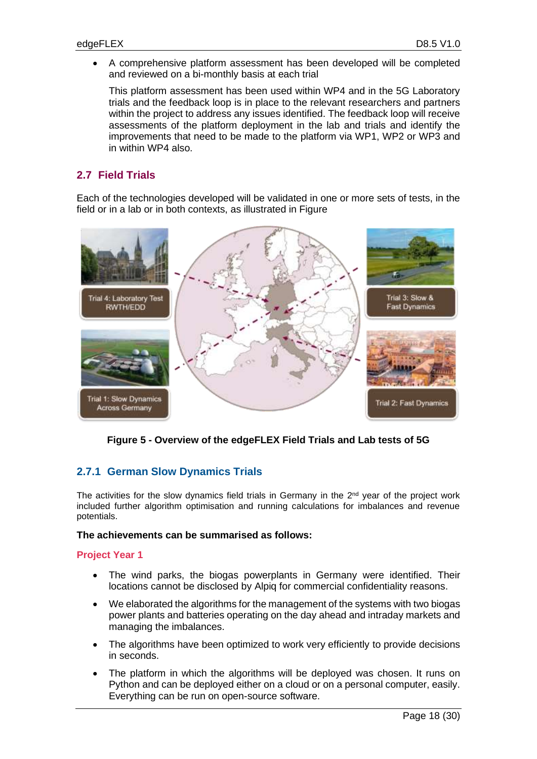- A comprehensive platform assessment has been developed will be completed and reviewed on a bi-monthly basis at each trial

  This platform assessment has been used within WP4 and in the 5G Laboratory trials and the feedback loop is in place to the relevant researchers and partners within the project to address any issues identified. The feedback loop will receive assessments of the platform deployment in the lab and trials and identify the improvements that need to be made to the platform via WP1, WP2 or WP3 and in within WP4 also.

## 2.7 Field Trials

Each of the technologies developed will be validated in one or more sets of tests, in the field or in a lab or in both contexts, as illustrated in Figure

**Figure 5 - Overview of the edgeFLEX Field Trials and Lab tests of 5G**

### 2.7.1 German Slow Dynamics Trials

The activities for the slow dynamics field trials in Germany in the 2nd year of the project work included further algorithm optimisation and running calculations for imbalances and revenue potentials.

**The achievements can be summarised as follows:**

#### Project Year 1

- The wind parks, the biogas powerplants in Germany were identified. Their locations cannot be disclosed by Alpiq for commercial confidentiality reasons.
- We elaborated the algorithms for the management of the systems with two biogas power plants and batteries operating on the day ahead and intraday markets and managing the imbalances.
- The algorithms have been optimized to work very efficiently to provide decisions in seconds.
- The platform in which the algorithms will be deployed was chosen. It runs on Python and can be deployed either on a cloud or on a personal computer, easily. Everything can be run on open-source software.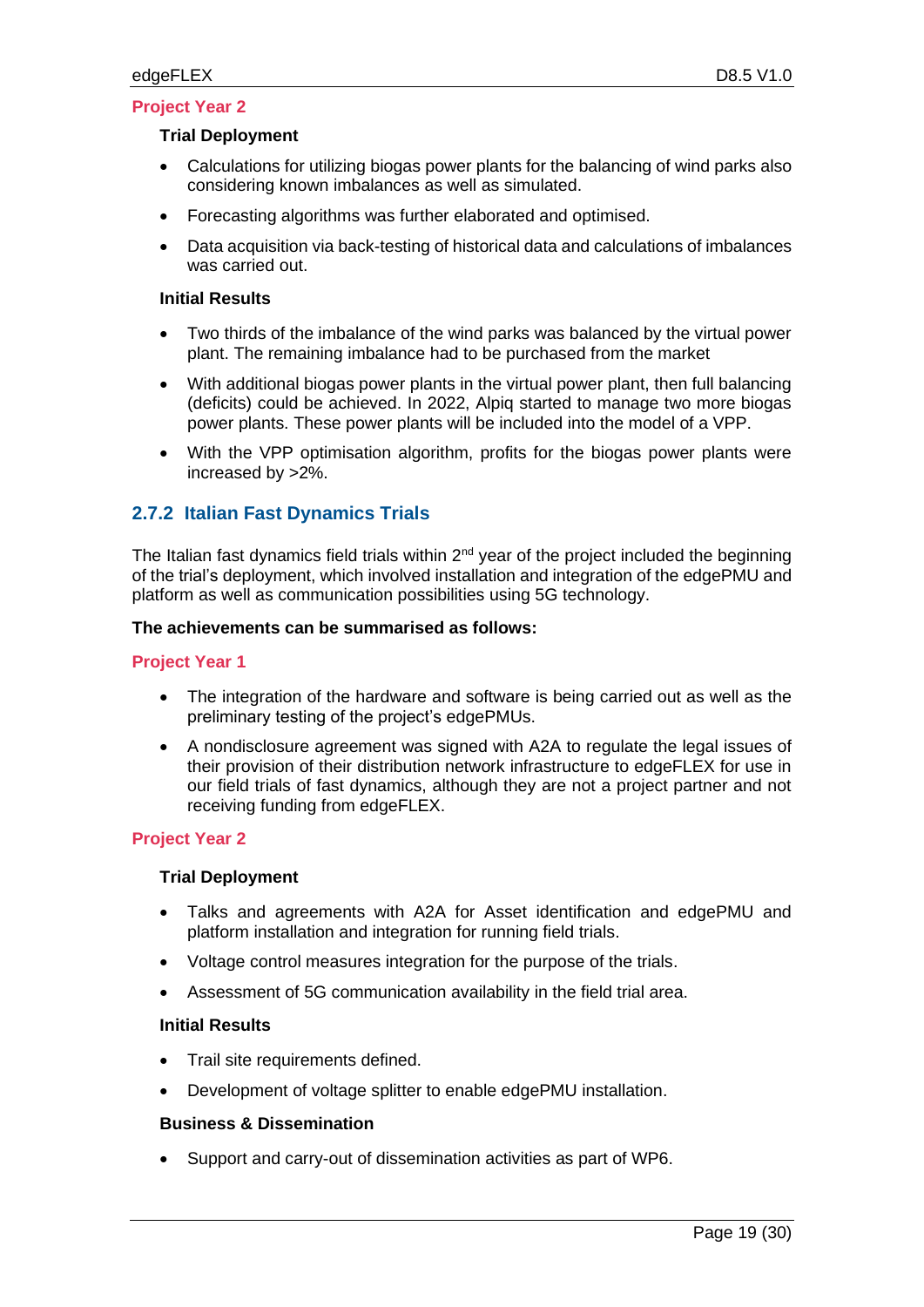**Project Year 2**

**Trial Deployment**

- Calculations for utilizing biogas power plants for the balancing of wind parks also considering known imbalances as well as simulated.
- Forecasting algorithms was further elaborated and optimised.
- Data acquisition via back-testing of historical data and calculations of imbalances was carried out.

**Initial Results**

- Two thirds of the imbalance of the wind parks was balanced by the virtual power plant. The remaining imbalance had to be purchased from the market
- With additional biogas power plants in the virtual power plant, then full balancing (deficits) could be achieved. In 2022, Alpiq started to manage two more biogas power plants. These power plants will be included into the model of a VPP.
- With the VPP optimisation algorithm, profits for the biogas power plants were increased by >2%.

### 2.7.2 Italian Fast Dynamics Trials

The Italian fast dynamics field trials within 2nd year of the project included the beginning of the trial's deployment, which involved installation and integration of the edgePMU and platform as well as communication possibilities using 5G technology.

**The achievements can be summarised as follows:**

**Project Year 1**

- The integration of the hardware and software is being carried out as well as the preliminary testing of the project's edgePMUs.
- A nondisclosure agreement was signed with A2A to regulate the legal issues of their provision of their distribution network infrastructure to edgeFLEX for use in our field trials of fast dynamics, although they are not a project partner and not receiving funding from edgeFLEX.

**Project Year 2**

**Trial Deployment**

- Talks and agreements with A2A for Asset identification and edgePMU and platform installation and integration for running field trials.
- Voltage control measures integration for the purpose of the trials.
- Assessment of 5G communication availability in the field trial area.

**Initial Results**

- Trail site requirements defined.
- Development of voltage splitter to enable edgePMU installation.

**Business & Dissemination**

- Support and carry-out of dissemination activities as part of WP6.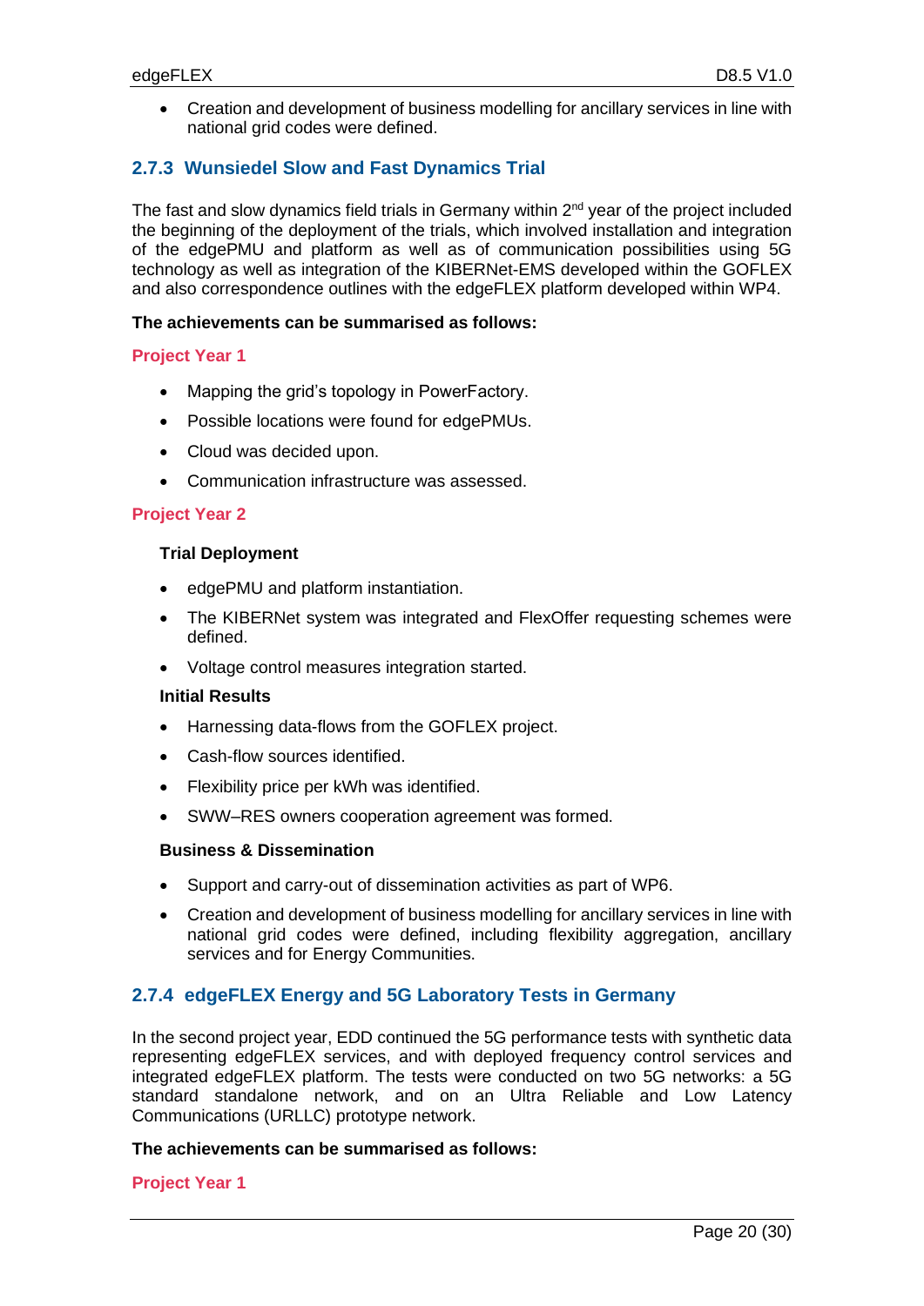- Creation and development of business modelling for ancillary services in line with national grid codes were defined.

### 2.7.3 Wunsiedel Slow and Fast Dynamics Trial

The fast and slow dynamics field trials in Germany within 2nd year of the project included the beginning of the deployment of the trials, which involved installation and integration of the edgePMU and platform as well as of communication possibilities using 5G technology as well as integration of the KIBERNet-EMS developed within the GOFLEX and also correspondence outlines with the edgeFLEX platform developed within WP4.

**The achievements can be summarised as follows:**

**Project Year 1**

- Mapping the grid's topology in PowerFactory.
- Possible locations were found for edgePMUs.
- Cloud was decided upon.
- Communication infrastructure was assessed.

**Project Year 2**

**Trial Deployment**

- edgePMU and platform instantiation.
- The KIBERNet system was integrated and FlexOffer requesting schemes were defined.
- Voltage control measures integration started.

**Initial Results**

- Harnessing data-flows from the GOFLEX project.
- Cash-flow sources identified.
- Flexibility price per kWh was identified.
- SWW–RES owners cooperation agreement was formed.

**Business & Dissemination**

- Support and carry-out of dissemination activities as part of WP6.
- Creation and development of business modelling for ancillary services in line with national grid codes were defined, including flexibility aggregation, ancillary services and for Energy Communities.

### 2.7.4 edgeFLEX Energy and 5G Laboratory Tests in Germany

In the second project year, EDD continued the 5G performance tests with synthetic data representing edgeFLEX services, and with deployed frequency control services and integrated edgeFLEX platform. The tests were conducted on two 5G networks: a 5G standard standalone network, and on an Ultra Reliable and Low Latency Communications (URLLC) prototype network.

**The achievements can be summarised as follows:**

**Project Year 1**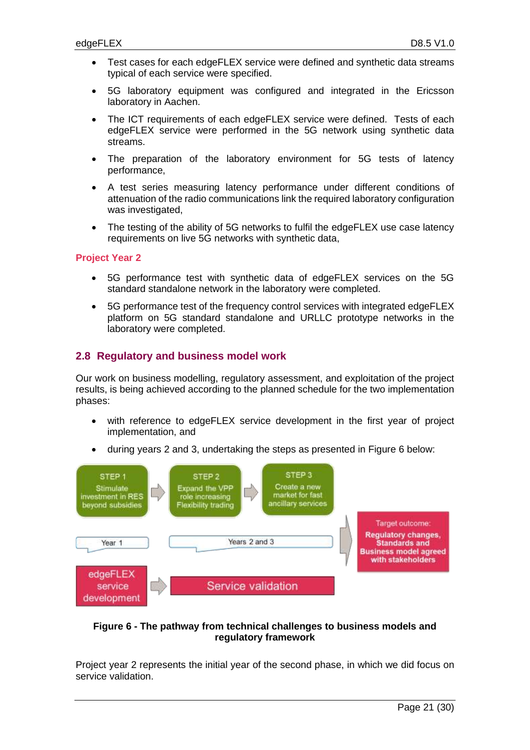- Test cases for each edgeFLEX service were defined and synthetic data streams typical of each service were specified.
- 5G laboratory equipment was configured and integrated in the Ericsson laboratory in Aachen.
- The ICT requirements of each edgeFLEX service were defined. Tests of each edgeFLEX service were performed in the 5G network using synthetic data streams.
- The preparation of the laboratory environment for 5G tests of latency performance,
- A test series measuring latency performance under different conditions of attenuation of the radio communications link the required laboratory configuration was investigated,
- The testing of the ability of 5G networks to fulfil the edgeFLEX use case latency requirements on live 5G networks with synthetic data,

**Project Year 2**

- 5G performance test with synthetic data of edgeFLEX services on the 5G standard standalone network in the laboratory were completed.
- 5G performance test of the frequency control services with integrated edgeFLEX platform on 5G standard standalone and URLLC prototype networks in the laboratory were completed.

## 2.8 Regulatory and business model work

Our work on business modelling, regulatory assessment, and exploitation of the project results, is being achieved according to the planned schedule for the two implementation phases:

- with reference to edgeFLEX service development in the first year of project implementation, and
- during years 2 and 3, undertaking the steps as presented in Figure 6 below:

STEP 1 Stimulate investment in RES beyond subsidies → STEP 2 Expand the VPP role increasing Flexibility trading → STEP 3 Create a new market for fast ancillary services

Year 1 | Years 2 and 3

edgeFLEX service development → Service validation

Target outcome: Regulatory changes, Standards and Business model agreed with stakeholders

**Figure 6 - The pathway from technical challenges to business models and regulatory framework**

Project year 2 represents the initial year of the second phase, in which we did focus on service validation.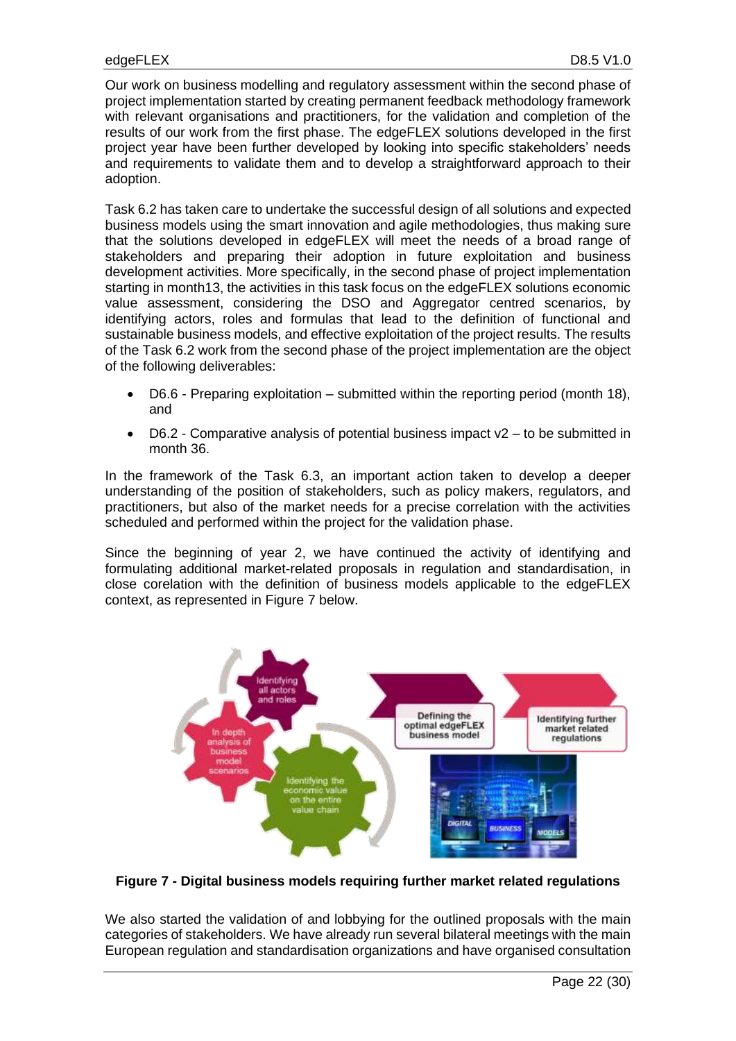Our work on business modelling and regulatory assessment within the second phase of project implementation started by creating permanent feedback methodology framework with relevant organisations and practitioners, for the validation and completion of the results of our work from the first phase. The edgeFLEX solutions developed in the first project year have been further developed by looking into specific stakeholders' needs and requirements to validate them and to develop a straightforward approach to their adoption.

Task 6.2 has taken care to undertake the successful design of all solutions and expected business models using the smart innovation and agile methodologies, thus making sure that the solutions developed in edgeFLEX will meet the needs of a broad range of stakeholders and preparing their adoption in future exploitation and business development activities. More specifically, in the second phase of project implementation starting in month13, the activities in this task focus on the edgeFLEX solutions economic value assessment, considering the DSO and Aggregator centred scenarios, by identifying actors, roles and formulas that lead to the definition of functional and sustainable business models, and effective exploitation of the project results. The results of the Task 6.2 work from the second phase of the project implementation are the object of the following deliverables:

- D6.6 - Preparing exploitation – submitted within the reporting period (month 18), and
- D6.2 - Comparative analysis of potential business impact v2 – to be submitted in month 36.

In the framework of the Task 6.3, an important action taken to develop a deeper understanding of the position of stakeholders, such as policy makers, regulators, and practitioners, but also of the market needs for a precise correlation with the activities scheduled and performed within the project for the validation phase.

Since the beginning of year 2, we have continued the activity of identifying and formulating additional market-related proposals in regulation and standardisation, in close corelation with the definition of business models applicable to the edgeFLEX context, as represented in Figure 7 below.

**Figure 7 - Digital business models requiring further market related regulations**

We also started the validation of and lobbying for the outlined proposals with the main categories of stakeholders. We have already run several bilateral meetings with the main European regulation and standardisation organizations and have organised consultation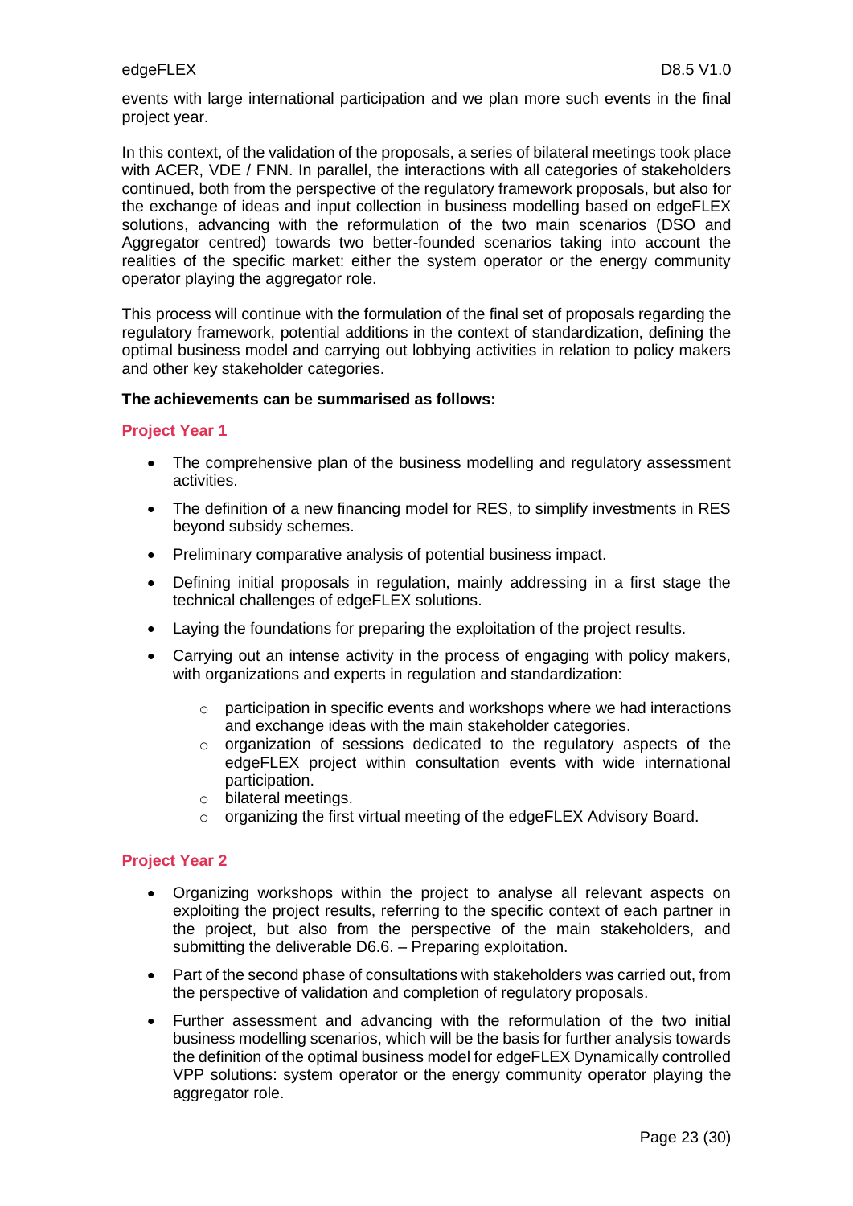events with large international participation and we plan more such events in the final project year.

In this context, of the validation of the proposals, a series of bilateral meetings took place with ACER, VDE / FNN. In parallel, the interactions with all categories of stakeholders continued, both from the perspective of the regulatory framework proposals, but also for the exchange of ideas and input collection in business modelling based on edgeFLEX solutions, advancing with the reformulation of the two main scenarios (DSO and Aggregator centred) towards two better-founded scenarios taking into account the realities of the specific market: either the system operator or the energy community operator playing the aggregator role.

This process will continue with the formulation of the final set of proposals regarding the regulatory framework, potential additions in the context of standardization, defining the optimal business model and carrying out lobbying activities in relation to policy makers and other key stakeholder categories.

**The achievements can be summarised as follows:**

#### Project Year 1

- The comprehensive plan of the business modelling and regulatory assessment activities.
- The definition of a new financing model for RES, to simplify investments in RES beyond subsidy schemes.
- Preliminary comparative analysis of potential business impact.
- Defining initial proposals in regulation, mainly addressing in a first stage the technical challenges of edgeFLEX solutions.
- Laying the foundations for preparing the exploitation of the project results.
- Carrying out an intense activity in the process of engaging with policy makers, with organizations and experts in regulation and standardization:
    - participation in specific events and workshops where we had interactions and exchange ideas with the main stakeholder categories.
    - organization of sessions dedicated to the regulatory aspects of the edgeFLEX project within consultation events with wide international participation.
    - bilateral meetings.
    - organizing the first virtual meeting of the edgeFLEX Advisory Board.

#### Project Year 2

- Organizing workshops within the project to analyse all relevant aspects on exploiting the project results, referring to the specific context of each partner in the project, but also from the perspective of the main stakeholders, and submitting the deliverable D6.6. – Preparing exploitation.
- Part of the second phase of consultations with stakeholders was carried out, from the perspective of validation and completion of regulatory proposals.
- Further assessment and advancing with the reformulation of the two initial business modelling scenarios, which will be the basis for further analysis towards the definition of the optimal business model for edgeFLEX Dynamically controlled VPP solutions: system operator or the energy community operator playing the aggregator role.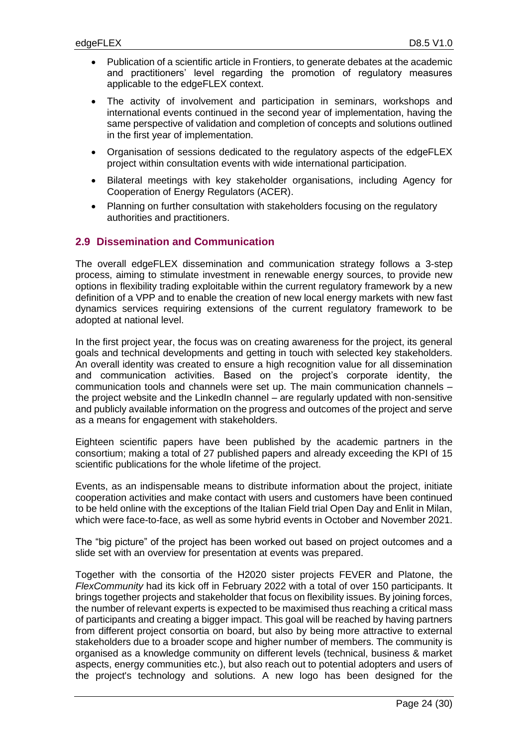- Publication of a scientific article in Frontiers, to generate debates at the academic and practitioners' level regarding the promotion of regulatory measures applicable to the edgeFLEX context.
- The activity of involvement and participation in seminars, workshops and international events continued in the second year of implementation, having the same perspective of validation and completion of concepts and solutions outlined in the first year of implementation.
- Organisation of sessions dedicated to the regulatory aspects of the edgeFLEX project within consultation events with wide international participation.
- Bilateral meetings with key stakeholder organisations, including Agency for Cooperation of Energy Regulators (ACER).
- Planning on further consultation with stakeholders focusing on the regulatory authorities and practitioners.

## 2.9 Dissemination and Communication

The overall edgeFLEX dissemination and communication strategy follows a 3-step process, aiming to stimulate investment in renewable energy sources, to provide new options in flexibility trading exploitable within the current regulatory framework by a new definition of a VPP and to enable the creation of new local energy markets with new fast dynamics services requiring extensions of the current regulatory framework to be adopted at national level.

In the first project year, the focus was on creating awareness for the project, its general goals and technical developments and getting in touch with selected key stakeholders. An overall identity was created to ensure a high recognition value for all dissemination and communication activities. Based on the project's corporate identity, the communication tools and channels were set up. The main communication channels – the project website and the LinkedIn channel – are regularly updated with non-sensitive and publicly available information on the progress and outcomes of the project and serve as a means for engagement with stakeholders.

Eighteen scientific papers have been published by the academic partners in the consortium; making a total of 27 published papers and already exceeding the KPI of 15 scientific publications for the whole lifetime of the project.

Events, as an indispensable means to distribute information about the project, initiate cooperation activities and make contact with users and customers have been continued to be held online with the exceptions of the Italian Field trial Open Day and Enlit in Milan, which were face-to-face, as well as some hybrid events in October and November 2021.

The "big picture" of the project has been worked out based on project outcomes and a slide set with an overview for presentation at events was prepared.

Together with the consortia of the H2020 sister projects FEVER and Platone, the *FlexCommunity* had its kick off in February 2022 with a total of over 150 participants. It brings together projects and stakeholder that focus on flexibility issues. By joining forces, the number of relevant experts is expected to be maximised thus reaching a critical mass of participants and creating a bigger impact. This goal will be reached by having partners from different project consortia on board, but also by being more attractive to external stakeholders due to a broader scope and higher number of members. The community is organised as a knowledge community on different levels (technical, business & market aspects, energy communities etc.), but also reach out to potential adopters and users of the project's technology and solutions. A new logo has been designed for the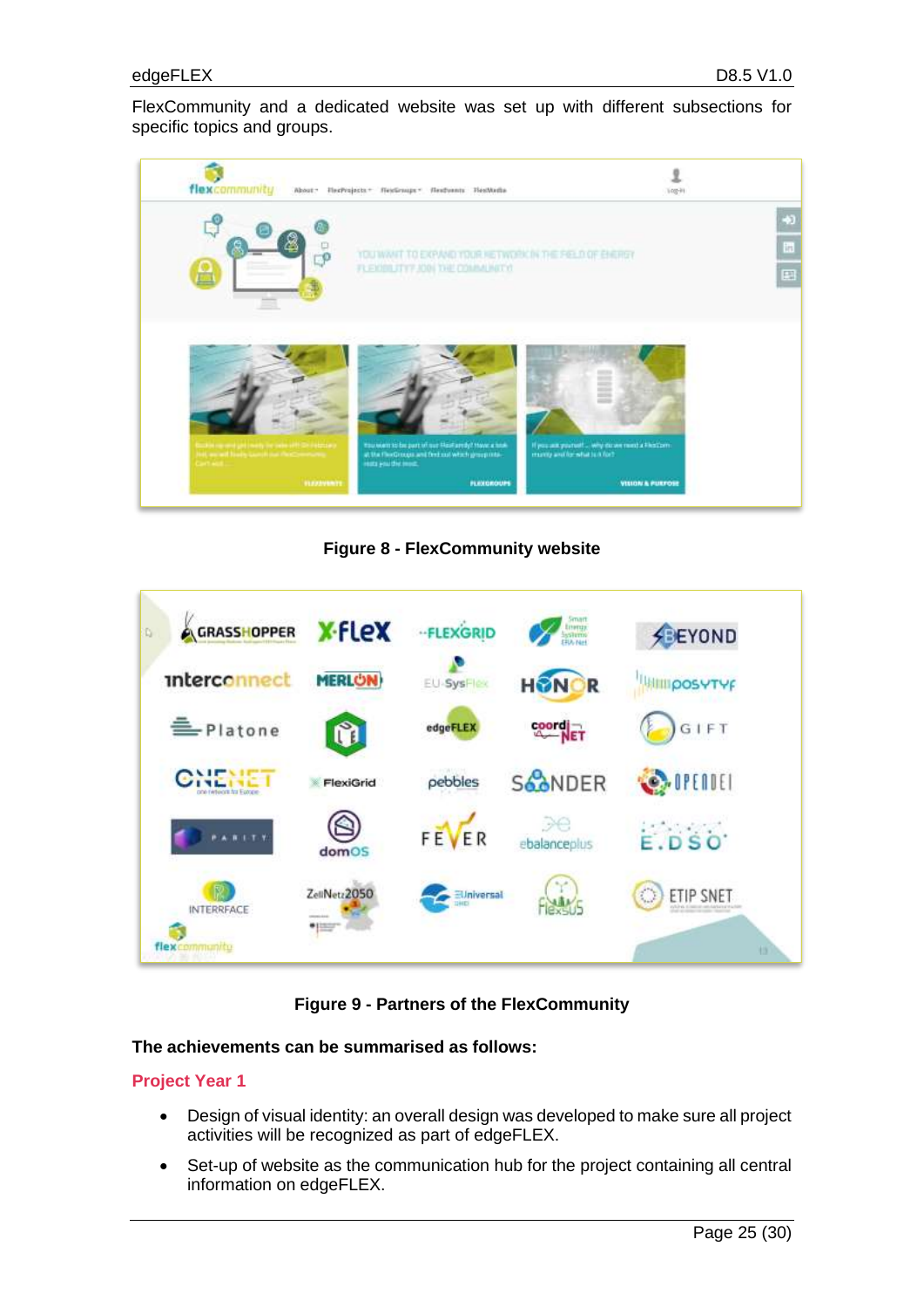FlexCommunity and a dedicated website was set up with different subsections for specific topics and groups.

Figure 8 - FlexCommunity website

Figure 9 - Partners of the FlexCommunity

**The achievements can be summarised as follows:**

### Project Year 1

- Design of visual identity: an overall design was developed to make sure all project activities will be recognized as part of edgeFLEX.
- Set-up of website as the communication hub for the project containing all central information on edgeFLEX.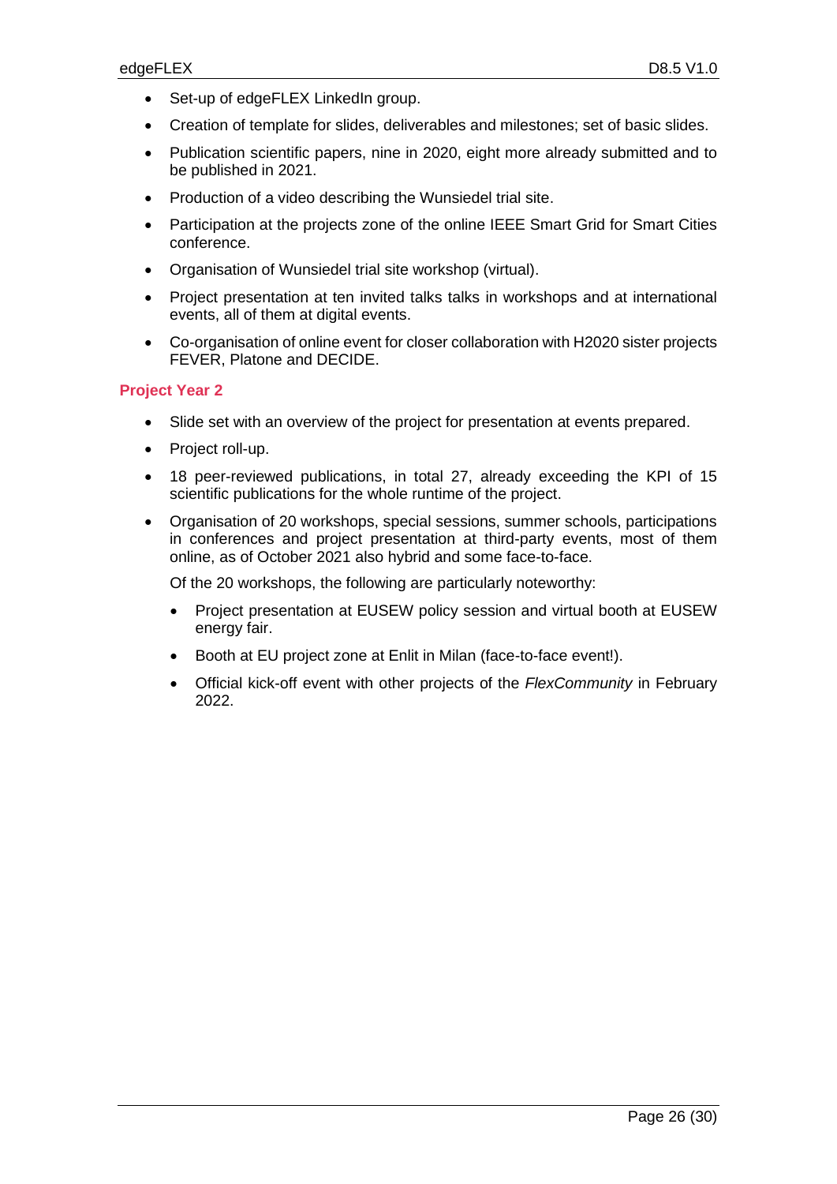- Set-up of edgeFLEX LinkedIn group.
- Creation of template for slides, deliverables and milestones; set of basic slides.
- Publication scientific papers, nine in 2020, eight more already submitted and to be published in 2021.
- Production of a video describing the Wunsiedel trial site.
- Participation at the projects zone of the online IEEE Smart Grid for Smart Cities conference.
- Organisation of Wunsiedel trial site workshop (virtual).
- Project presentation at ten invited talks talks in workshops and at international events, all of them at digital events.
- Co-organisation of online event for closer collaboration with H2020 sister projects FEVER, Platone and DECIDE.

**Project Year 2**

- Slide set with an overview of the project for presentation at events prepared.
- Project roll-up.
- 18 peer-reviewed publications, in total 27, already exceeding the KPI of 15 scientific publications for the whole runtime of the project.
- Organisation of 20 workshops, special sessions, summer schools, participations in conferences and project presentation at third-party events, most of them online, as of October 2021 also hybrid and some face-to-face.

  Of the 20 workshops, the following are particularly noteworthy:

  - Project presentation at EUSEW policy session and virtual booth at EUSEW energy fair.
  - Booth at EU project zone at Enlit in Milan (face-to-face event!).
  - Official kick-off event with other projects of the *FlexCommunity* in February 2022.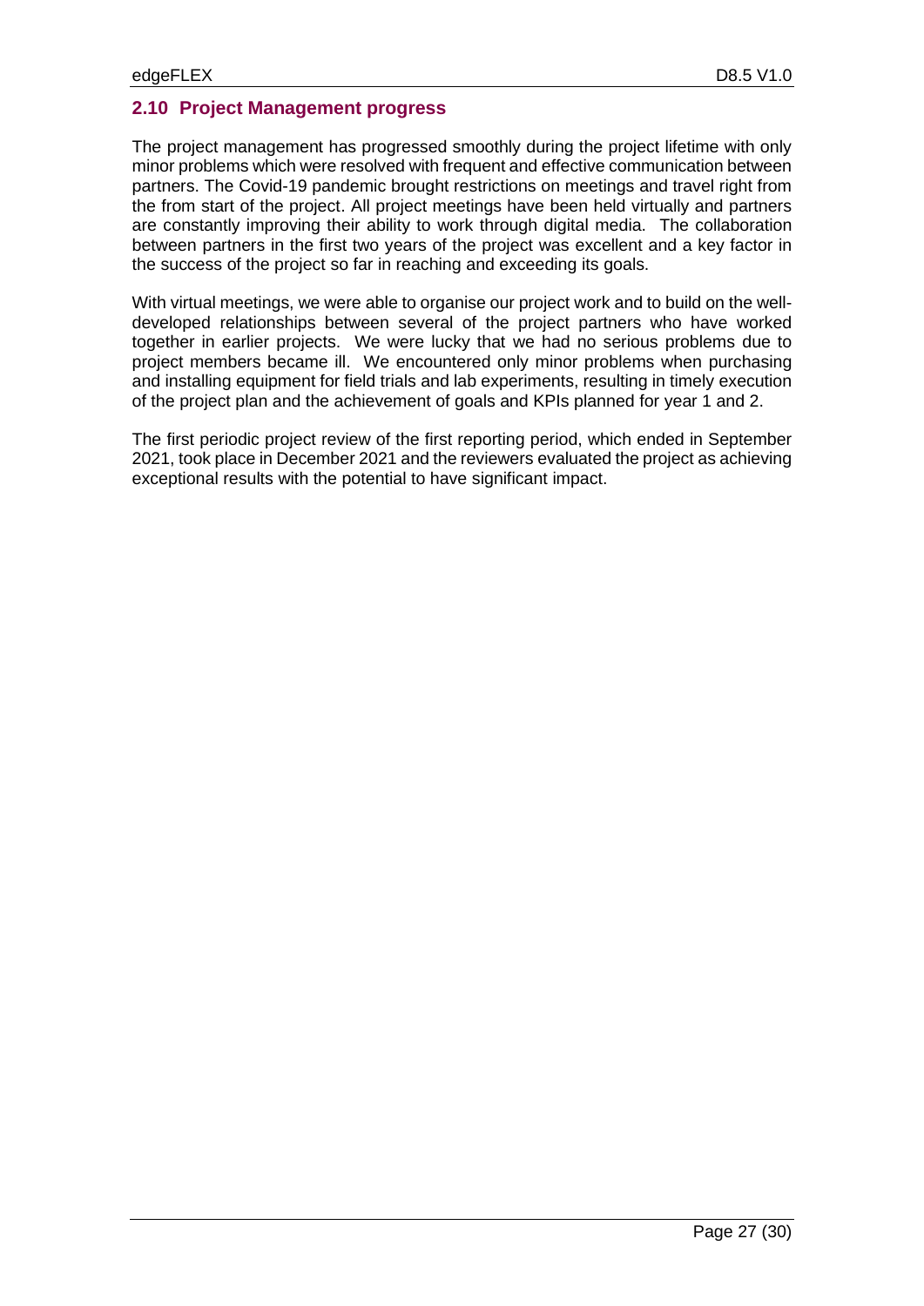## 2.10 Project Management progress

The project management has progressed smoothly during the project lifetime with only minor problems which were resolved with frequent and effective communication between partners. The Covid-19 pandemic brought restrictions on meetings and travel right from the from start of the project. All project meetings have been held virtually and partners are constantly improving their ability to work through digital media. The collaboration between partners in the first two years of the project was excellent and a key factor in the success of the project so far in reaching and exceeding its goals.

With virtual meetings, we were able to organise our project work and to build on the well-developed relationships between several of the project partners who have worked together in earlier projects. We were lucky that we had no serious problems due to project members became ill. We encountered only minor problems when purchasing and installing equipment for field trials and lab experiments, resulting in timely execution of the project plan and the achievement of goals and KPIs planned for year 1 and 2.

The first periodic project review of the first reporting period, which ended in September 2021, took place in December 2021 and the reviewers evaluated the project as achieving exceptional results with the potential to have significant impact.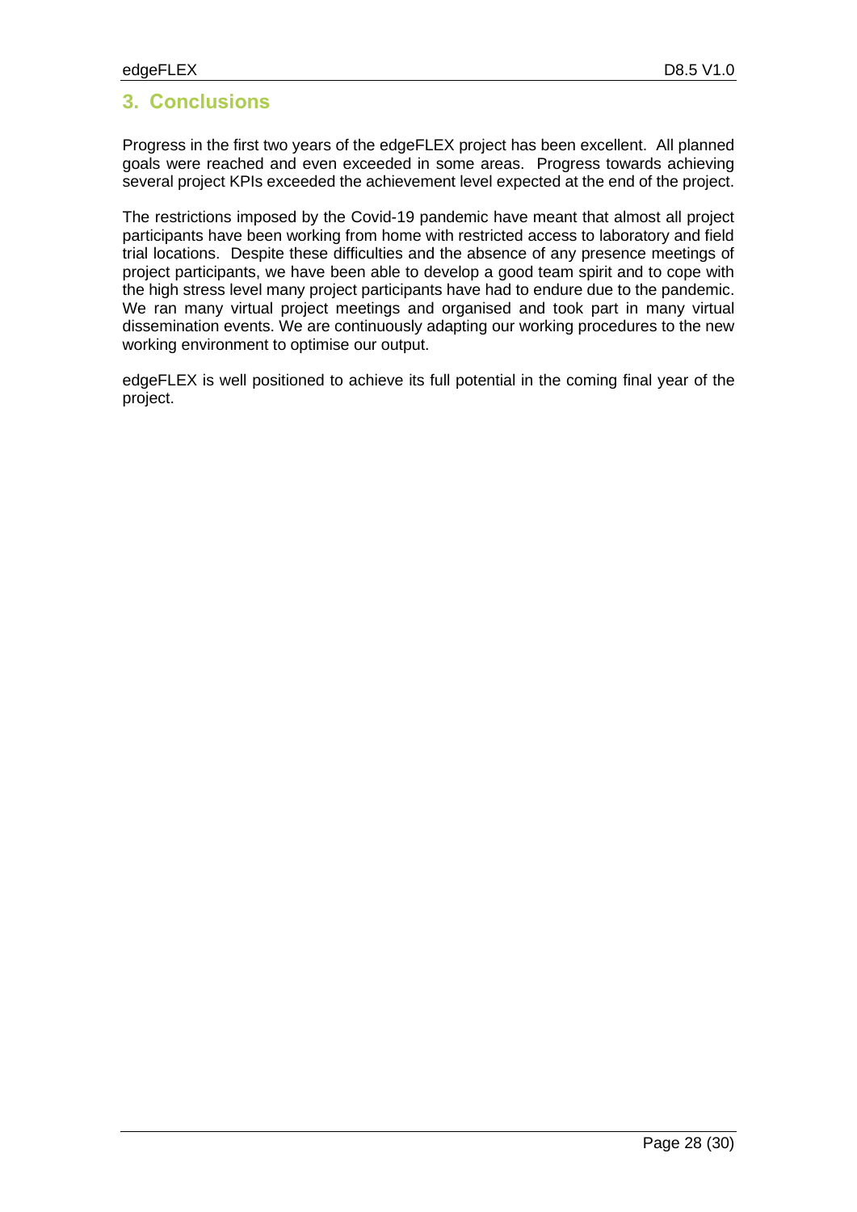## 3. Conclusions

Progress in the first two years of the edgeFLEX project has been excellent. All planned goals were reached and even exceeded in some areas. Progress towards achieving several project KPIs exceeded the achievement level expected at the end of the project.

The restrictions imposed by the Covid-19 pandemic have meant that almost all project participants have been working from home with restricted access to laboratory and field trial locations. Despite these difficulties and the absence of any presence meetings of project participants, we have been able to develop a good team spirit and to cope with the high stress level many project participants have had to endure due to the pandemic. We ran many virtual project meetings and organised and took part in many virtual dissemination events. We are continuously adapting our working procedures to the new working environment to optimise our output.

edgeFLEX is well positioned to achieve its full potential in the coming final year of the project.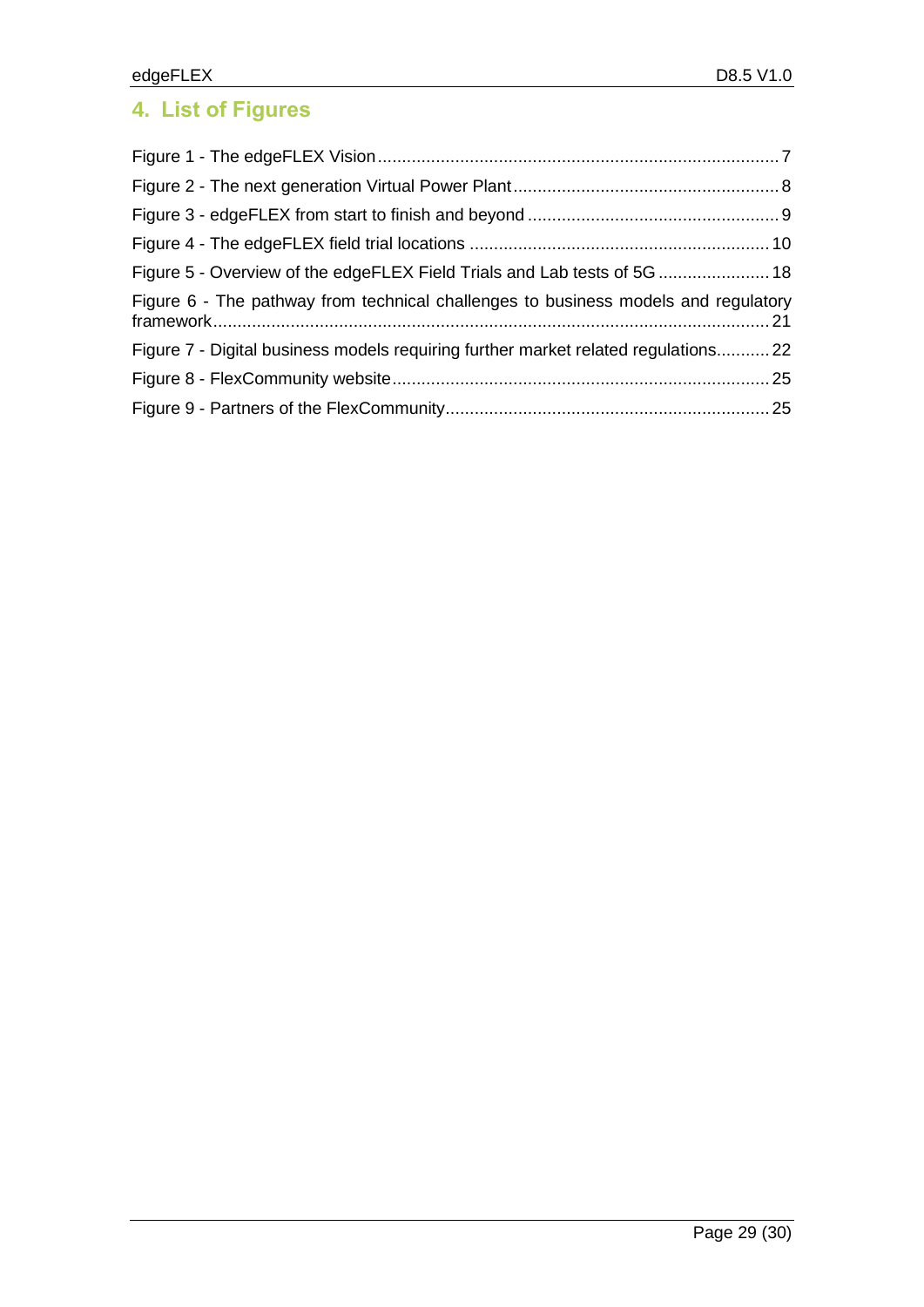## 4. List of Figures

Figure 1 - The edgeFLEX Vision .................................................................................. 7

Figure 2 - The next generation Virtual Power Plant ....................................................... 8

Figure 3 - edgeFLEX from start to finish and beyond .................................................... 9

Figure 4 - The edgeFLEX field trial locations ............................................................. 10

Figure 5 - Overview of the edgeFLEX Field Trials and Lab tests of 5G ....................... 18

Figure 6 - The pathway from technical challenges to business models and regulatory framework .................................................................................................................. 21

Figure 7 - Digital business models requiring further market related regulations........... 22

Figure 8 - FlexCommunity website ............................................................................. 25

Figure 9 - Partners of the FlexCommunity .................................................................. 25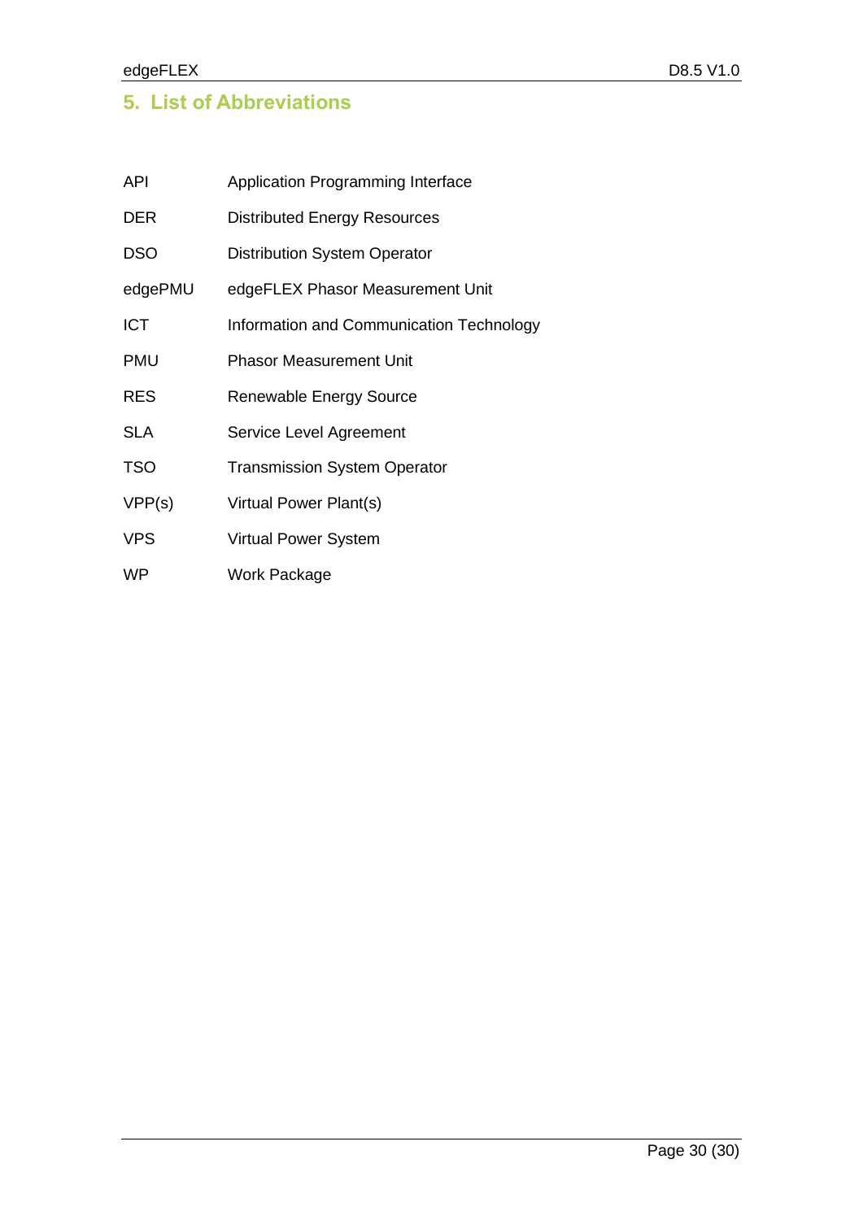# 5. List of Abbreviations

| | |
|---|---|
| API | Application Programming Interface |
| DER | Distributed Energy Resources |
| DSO | Distribution System Operator |
| edgePMU | edgeFLEX Phasor Measurement Unit |
| ICT | Information and Communication Technology |
| PMU | Phasor Measurement Unit |
| RES | Renewable Energy Source |
| SLA | Service Level Agreement |
| TSO | Transmission System Operator |
| VPP(s) | Virtual Power Plant(s) |
| VPS | Virtual Power System |
| WP | Work Package |